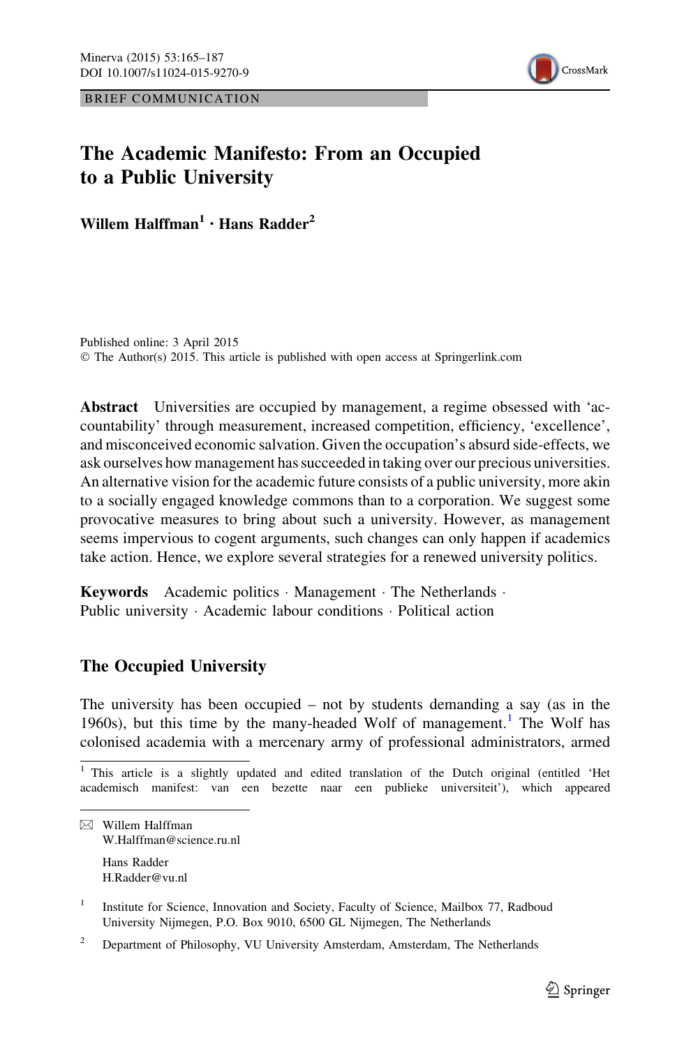BRIEF COMMUNICATION

# The Academic Manifesto: From an Occupied to a Public University

**Willem Halffman[1] · Hans Radder[2]**

Published online: 3 April 2015
© The Author(s) 2015. This article is published with open access at Springerlink.com

**Abstract** Universities are occupied by management, a regime obsessed with 'accountability' through measurement, increased competition, efficiency, 'excellence', and misconceived economic salvation. Given the occupation's absurd side-effects, we ask ourselves how management has succeeded in taking over our precious universities. An alternative vision for the academic future consists of a public university, more akin to a socially engaged knowledge commons than to a corporation. We suggest some provocative measures to bring about such a university. However, as management seems impervious to cogent arguments, such changes can only happen if academics take action. Hence, we explore several strategies for a renewed university politics.

**Keywords** Academic politics · Management · The Netherlands · Public university · Academic labour conditions · Political action

## The Occupied University

The university has been occupied – not by students demanding a say (as in the 1960s), but this time by the many-headed Wolf of management.[1] The Wolf has colonised academia with a mercenary army of professional administrators, armed

---

[1] This article is a slightly updated and edited translation of the Dutch original (entitled 'Het academisch manifest: van een bezette naar een publieke universiteit'), which appeared

✉ Willem Halffman
W.Halffman@science.ru.nl

Hans Radder
H.Radder@vu.nl

[1] Institute for Science, Innovation and Society, Faculty of Science, Mailbox 77, Radboud University Nijmegen, P.O. Box 9010, 6500 GL Nijmegen, The Netherlands

[2] Department of Philosophy, VU University Amsterdam, Amsterdam, The Netherlands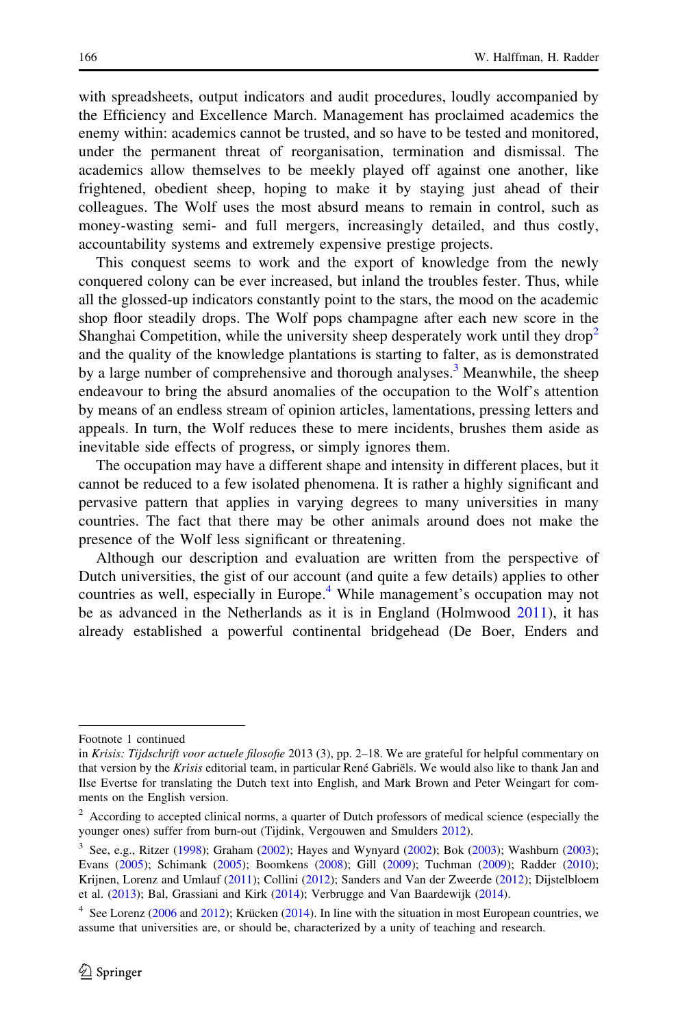with spreadsheets, output indicators and audit procedures, loudly accompanied by the Efficiency and Excellence March. Management has proclaimed academics the enemy within: academics cannot be trusted, and so have to be tested and monitored, under the permanent threat of reorganisation, termination and dismissal. The academics allow themselves to be meekly played off against one another, like frightened, obedient sheep, hoping to make it by staying just ahead of their colleagues. The Wolf uses the most absurd means to remain in control, such as money-wasting semi- and full mergers, increasingly detailed, and thus costly, accountability systems and extremely expensive prestige projects.

This conquest seems to work and the export of knowledge from the newly conquered colony can be ever increased, but inland the troubles fester. Thus, while all the glossed-up indicators constantly point to the stars, the mood on the academic shop floor steadily drops. The Wolf pops champagne after each new score in the Shanghai Competition, while the university sheep desperately work until they drop[2] and the quality of the knowledge plantations is starting to falter, as is demonstrated by a large number of comprehensive and thorough analyses.[3] Meanwhile, the sheep endeavour to bring the absurd anomalies of the occupation to the Wolf's attention by means of an endless stream of opinion articles, lamentations, pressing letters and appeals. In turn, the Wolf reduces these to mere incidents, brushes them aside as inevitable side effects of progress, or simply ignores them.

The occupation may have a different shape and intensity in different places, but it cannot be reduced to a few isolated phenomena. It is rather a highly significant and pervasive pattern that applies in varying degrees to many universities in many countries. The fact that there may be other animals around does not make the presence of the Wolf less significant or threatening.

Although our description and evaluation are written from the perspective of Dutch universities, the gist of our account (and quite a few details) applies to other countries as well, especially in Europe.[4] While management's occupation may not be as advanced in the Netherlands as it is in England (Holmwood 2011), it has already established a powerful continental bridgehead (De Boer, Enders and

---

Footnote 1 continued

in *Krisis: Tijdschrift voor actuele filosofie* 2013 (3), pp. 2–18. We are grateful for helpful commentary on that version by the *Krisis* editorial team, in particular René Gabriëls. We would also like to thank Jan and Ilse Evertse for translating the Dutch text into English, and Mark Brown and Peter Weingart for comments on the English version.

[2] According to accepted clinical norms, a quarter of Dutch professors of medical science (especially the younger ones) suffer from burn-out (Tijdink, Vergouwen and Smulders 2012).

[3] See, e.g., Ritzer (1998); Graham (2002); Hayes and Wynyard (2002); Bok (2003); Washburn (2003); Evans (2005); Schimank (2005); Boomkens (2008); Gill (2009); Tuchman (2009); Radder (2010); Krijnen, Lorenz and Umlauf (2011); Collini (2012); Sanders and Van der Zweerde (2012); Dijstelbloem et al. (2013); Bal, Grassiani and Kirk (2014); Verbrugge and Van Baardewijk (2014).

[4] See Lorenz (2006 and 2012); Krücken (2014). In line with the situation in most European countries, we assume that universities are, or should be, characterized by a unity of teaching and research.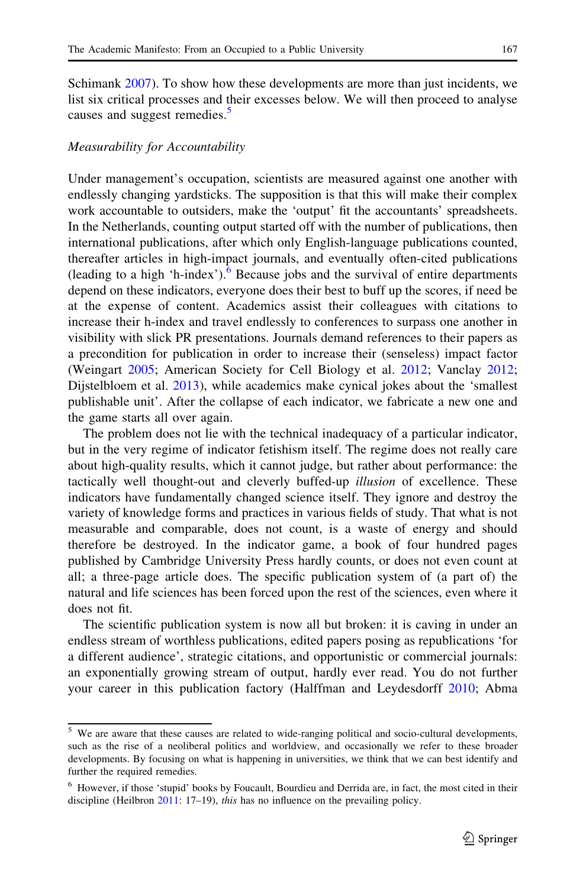Schimank 2007). To show how these developments are more than just incidents, we list six critical processes and their excesses below. We will then proceed to analyse causes and suggest remedies.[5]

*Measurability for Accountability*

Under management's occupation, scientists are measured against one another with endlessly changing yardsticks. The supposition is that this will make their complex work accountable to outsiders, make the 'output' fit the accountants' spreadsheets. In the Netherlands, counting output started off with the number of publications, then international publications, after which only English-language publications counted, thereafter articles in high-impact journals, and eventually often-cited publications (leading to a high 'h-index').[6] Because jobs and the survival of entire departments depend on these indicators, everyone does their best to buff up the scores, if need be at the expense of content. Academics assist their colleagues with citations to increase their h-index and travel endlessly to conferences to surpass one another in visibility with slick PR presentations. Journals demand references to their papers as a precondition for publication in order to increase their (senseless) impact factor (Weingart 2005; American Society for Cell Biology et al. 2012; Vanclay 2012; Dijstelbloem et al. 2013), while academics make cynical jokes about the 'smallest publishable unit'. After the collapse of each indicator, we fabricate a new one and the game starts all over again.

The problem does not lie with the technical inadequacy of a particular indicator, but in the very regime of indicator fetishism itself. The regime does not really care about high-quality results, which it cannot judge, but rather about performance: the tactically well thought-out and cleverly buffed-up *illusion* of excellence. These indicators have fundamentally changed science itself. They ignore and destroy the variety of knowledge forms and practices in various fields of study. That what is not measurable and comparable, does not count, is a waste of energy and should therefore be destroyed. In the indicator game, a book of four hundred pages published by Cambridge University Press hardly counts, or does not even count at all; a three-page article does. The specific publication system of (a part of) the natural and life sciences has been forced upon the rest of the sciences, even where it does not fit.

The scientific publication system is now all but broken: it is caving in under an endless stream of worthless publications, edited papers posing as republications 'for a different audience', strategic citations, and opportunistic or commercial journals: an exponentially growing stream of output, hardly ever read. You do not further your career in this publication factory (Halffman and Leydesdorff 2010; Abma

---

[5] We are aware that these causes are related to wide-ranging political and socio-cultural developments, such as the rise of a neoliberal politics and worldview, and occasionally we refer to these broader developments. By focusing on what is happening in universities, we think that we can best identify and further the required remedies.

[6] However, if those 'stupid' books by Foucault, Bourdieu and Derrida are, in fact, the most cited in their discipline (Heilbron 2011: 17–19), *this* has no influence on the prevailing policy.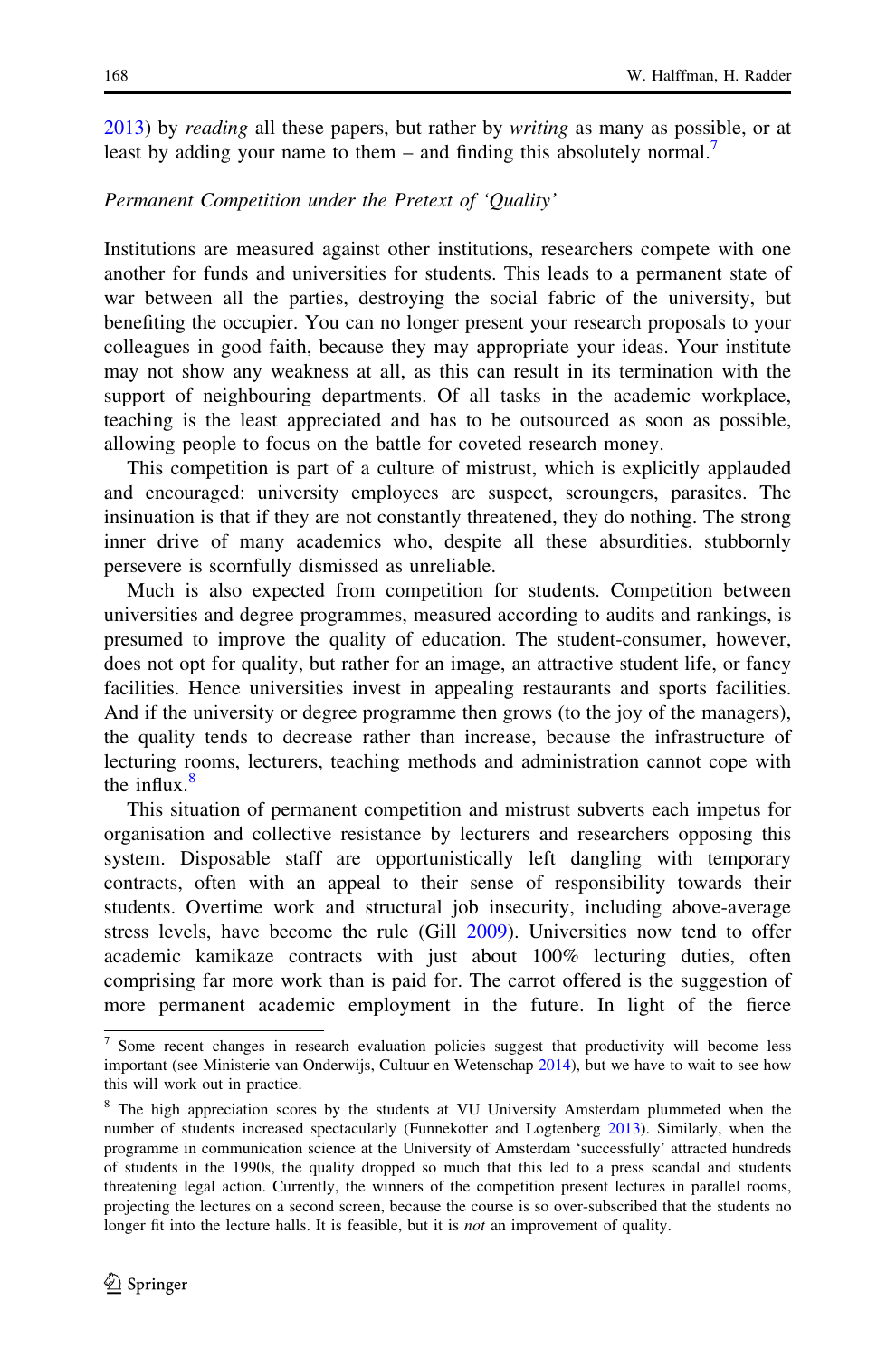2013) by *reading* all these papers, but rather by *writing* as many as possible, or at least by adding your name to them – and finding this absolutely normal.[7]

*Permanent Competition under the Pretext of 'Quality'*

Institutions are measured against other institutions, researchers compete with one another for funds and universities for students. This leads to a permanent state of war between all the parties, destroying the social fabric of the university, but benefiting the occupier. You can no longer present your research proposals to your colleagues in good faith, because they may appropriate your ideas. Your institute may not show any weakness at all, as this can result in its termination with the support of neighbouring departments. Of all tasks in the academic workplace, teaching is the least appreciated and has to be outsourced as soon as possible, allowing people to focus on the battle for coveted research money.

This competition is part of a culture of mistrust, which is explicitly applauded and encouraged: university employees are suspect, scroungers, parasites. The insinuation is that if they are not constantly threatened, they do nothing. The strong inner drive of many academics who, despite all these absurdities, stubbornly persevere is scornfully dismissed as unreliable.

Much is also expected from competition for students. Competition between universities and degree programmes, measured according to audits and rankings, is presumed to improve the quality of education. The student-consumer, however, does not opt for quality, but rather for an image, an attractive student life, or fancy facilities. Hence universities invest in appealing restaurants and sports facilities. And if the university or degree programme then grows (to the joy of the managers), the quality tends to decrease rather than increase, because the infrastructure of lecturing rooms, lecturers, teaching methods and administration cannot cope with the influx.[8]

This situation of permanent competition and mistrust subverts each impetus for organisation and collective resistance by lecturers and researchers opposing this system. Disposable staff are opportunistically left dangling with temporary contracts, often with an appeal to their sense of responsibility towards their students. Overtime work and structural job insecurity, including above-average stress levels, have become the rule (Gill 2009). Universities now tend to offer academic kamikaze contracts with just about 100% lecturing duties, often comprising far more work than is paid for. The carrot offered is the suggestion of more permanent academic employment in the future. In light of the fierce

---

[7] Some recent changes in research evaluation policies suggest that productivity will become less important (see Ministerie van Onderwijs, Cultuur en Wetenschap 2014), but we have to wait to see how this will work out in practice.

[8] The high appreciation scores by the students at VU University Amsterdam plummeted when the number of students increased spectacularly (Funnekotter and Logtenberg 2013). Similarly, when the programme in communication science at the University of Amsterdam 'successfully' attracted hundreds of students in the 1990s, the quality dropped so much that this led to a press scandal and students threatening legal action. Currently, the winners of the competition present lectures in parallel rooms, projecting the lectures on a second screen, because the course is so over-subscribed that the students no longer fit into the lecture halls. It is feasible, but it is *not* an improvement of quality.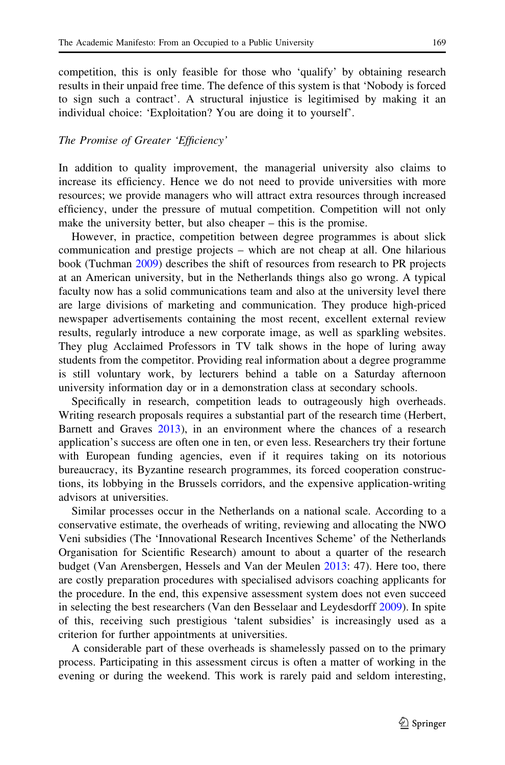competition, this is only feasible for those who 'qualify' by obtaining research results in their unpaid free time. The defence of this system is that 'Nobody is forced to sign such a contract'. A structural injustice is legitimised by making it an individual choice: 'Exploitation? You are doing it to yourself'.

*The Promise of Greater 'Efficiency'*

In addition to quality improvement, the managerial university also claims to increase its efficiency. Hence we do not need to provide universities with more resources; we provide managers who will attract extra resources through increased efficiency, under the pressure of mutual competition. Competition will not only make the university better, but also cheaper – this is the promise.

However, in practice, competition between degree programmes is about slick communication and prestige projects – which are not cheap at all. One hilarious book (Tuchman 2009) describes the shift of resources from research to PR projects at an American university, but in the Netherlands things also go wrong. A typical faculty now has a solid communications team and also at the university level there are large divisions of marketing and communication. They produce high-priced newspaper advertisements containing the most recent, excellent external review results, regularly introduce a new corporate image, as well as sparkling websites. They plug Acclaimed Professors in TV talk shows in the hope of luring away students from the competitor. Providing real information about a degree programme is still voluntary work, by lecturers behind a table on a Saturday afternoon university information day or in a demonstration class at secondary schools.

Specifically in research, competition leads to outrageously high overheads. Writing research proposals requires a substantial part of the research time (Herbert, Barnett and Graves 2013), in an environment where the chances of a research application's success are often one in ten, or even less. Researchers try their fortune with European funding agencies, even if it requires taking on its notorious bureaucracy, its Byzantine research programmes, its forced cooperation constructions, its lobbying in the Brussels corridors, and the expensive application-writing advisors at universities.

Similar processes occur in the Netherlands on a national scale. According to a conservative estimate, the overheads of writing, reviewing and allocating the NWO Veni subsidies (The 'Innovational Research Incentives Scheme' of the Netherlands Organisation for Scientific Research) amount to about a quarter of the research budget (Van Arensbergen, Hessels and Van der Meulen 2013: 47). Here too, there are costly preparation procedures with specialised advisors coaching applicants for the procedure. In the end, this expensive assessment system does not even succeed in selecting the best researchers (Van den Besselaar and Leydesdorff 2009). In spite of this, receiving such prestigious 'talent subsidies' is increasingly used as a criterion for further appointments at universities.

A considerable part of these overheads is shamelessly passed on to the primary process. Participating in this assessment circus is often a matter of working in the evening or during the weekend. This work is rarely paid and seldom interesting,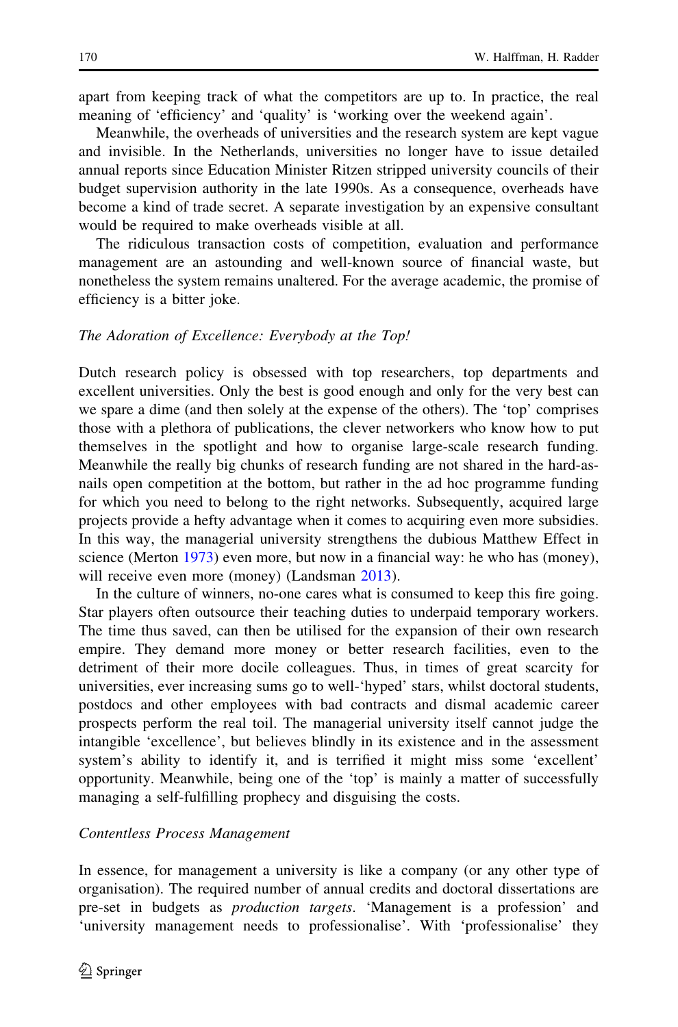apart from keeping track of what the competitors are up to. In practice, the real meaning of 'efficiency' and 'quality' is 'working over the weekend again'.

Meanwhile, the overheads of universities and the research system are kept vague and invisible. In the Netherlands, universities no longer have to issue detailed annual reports since Education Minister Ritzen stripped university councils of their budget supervision authority in the late 1990s. As a consequence, overheads have become a kind of trade secret. A separate investigation by an expensive consultant would be required to make overheads visible at all.

The ridiculous transaction costs of competition, evaluation and performance management are an astounding and well-known source of financial waste, but nonetheless the system remains unaltered. For the average academic, the promise of efficiency is a bitter joke.

*The Adoration of Excellence: Everybody at the Top!*

Dutch research policy is obsessed with top researchers, top departments and excellent universities. Only the best is good enough and only for the very best can we spare a dime (and then solely at the expense of the others). The 'top' comprises those with a plethora of publications, the clever networkers who know how to put themselves in the spotlight and how to organise large-scale research funding. Meanwhile the really big chunks of research funding are not shared in the hard-as-nails open competition at the bottom, but rather in the ad hoc programme funding for which you need to belong to the right networks. Subsequently, acquired large projects provide a hefty advantage when it comes to acquiring even more subsidies. In this way, the managerial university strengthens the dubious Matthew Effect in science (Merton 1973) even more, but now in a financial way: he who has (money), will receive even more (money) (Landsman 2013).

In the culture of winners, no-one cares what is consumed to keep this fire going. Star players often outsource their teaching duties to underpaid temporary workers. The time thus saved, can then be utilised for the expansion of their own research empire. They demand more money or better research facilities, even to the detriment of their more docile colleagues. Thus, in times of great scarcity for universities, ever increasing sums go to well-'hyped' stars, whilst doctoral students, postdocs and other employees with bad contracts and dismal academic career prospects perform the real toil. The managerial university itself cannot judge the intangible 'excellence', but believes blindly in its existence and in the assessment system's ability to identify it, and is terrified it might miss some 'excellent' opportunity. Meanwhile, being one of the 'top' is mainly a matter of successfully managing a self-fulfilling prophecy and disguising the costs.

*Contentless Process Management*

In essence, for management a university is like a company (or any other type of organisation). The required number of annual credits and doctoral dissertations are pre-set in budgets as *production targets*. 'Management is a profession' and 'university management needs to professionalise'. With 'professionalise' they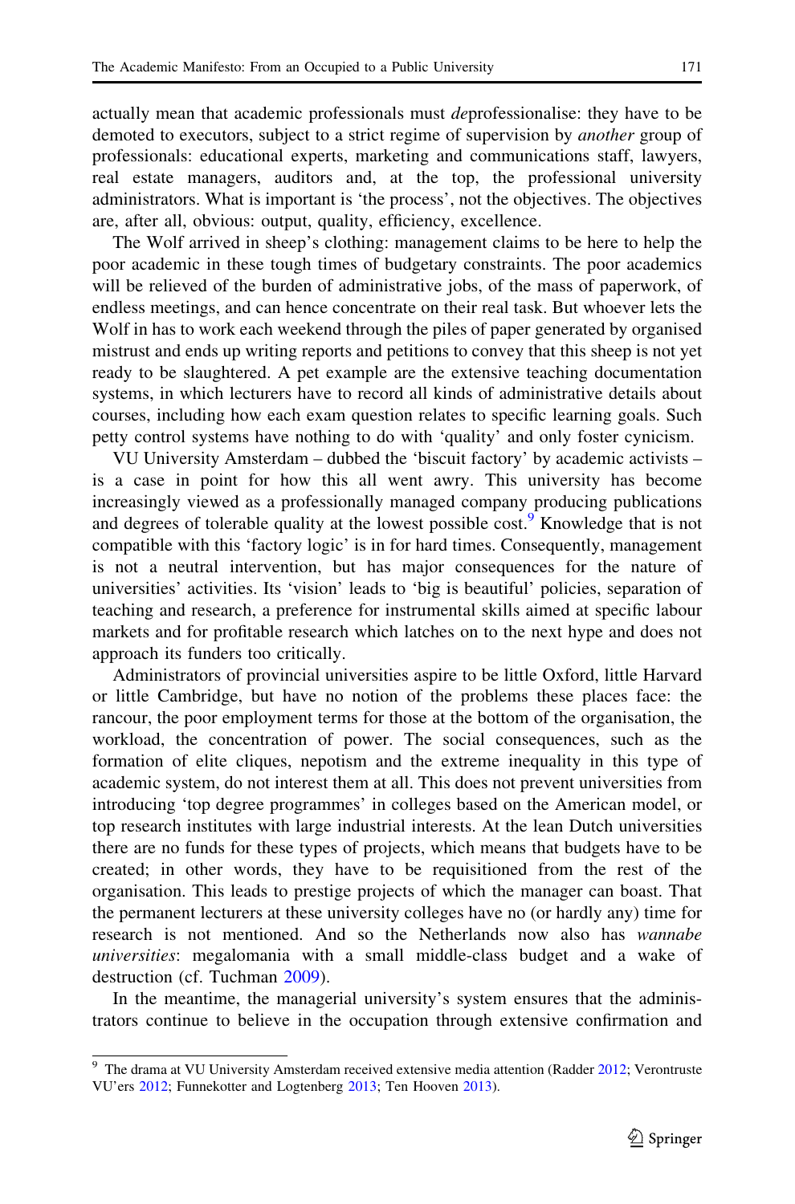actually mean that academic professionals must *de*professionalise: they have to be demoted to executors, subject to a strict regime of supervision by *another* group of professionals: educational experts, marketing and communications staff, lawyers, real estate managers, auditors and, at the top, the professional university administrators. What is important is 'the process', not the objectives. The objectives are, after all, obvious: output, quality, efficiency, excellence.

The Wolf arrived in sheep's clothing: management claims to be here to help the poor academic in these tough times of budgetary constraints. The poor academics will be relieved of the burden of administrative jobs, of the mass of paperwork, of endless meetings, and can hence concentrate on their real task. But whoever lets the Wolf in has to work each weekend through the piles of paper generated by organised mistrust and ends up writing reports and petitions to convey that this sheep is not yet ready to be slaughtered. A pet example are the extensive teaching documentation systems, in which lecturers have to record all kinds of administrative details about courses, including how each exam question relates to specific learning goals. Such petty control systems have nothing to do with 'quality' and only foster cynicism.

VU University Amsterdam – dubbed the 'biscuit factory' by academic activists – is a case in point for how this all went awry. This university has become increasingly viewed as a professionally managed company producing publications and degrees of tolerable quality at the lowest possible cost.[9] Knowledge that is not compatible with this 'factory logic' is in for hard times. Consequently, management is not a neutral intervention, but has major consequences for the nature of universities' activities. Its 'vision' leads to 'big is beautiful' policies, separation of teaching and research, a preference for instrumental skills aimed at specific labour markets and for profitable research which latches on to the next hype and does not approach its funders too critically.

Administrators of provincial universities aspire to be little Oxford, little Harvard or little Cambridge, but have no notion of the problems these places face: the rancour, the poor employment terms for those at the bottom of the organisation, the workload, the concentration of power. The social consequences, such as the formation of elite cliques, nepotism and the extreme inequality in this type of academic system, do not interest them at all. This does not prevent universities from introducing 'top degree programmes' in colleges based on the American model, or top research institutes with large industrial interests. At the lean Dutch universities there are no funds for these types of projects, which means that budgets have to be created; in other words, they have to be requisitioned from the rest of the organisation. This leads to prestige projects of which the manager can boast. That the permanent lecturers at these university colleges have no (or hardly any) time for research is not mentioned. And so the Netherlands now also has *wannabe universities*: megalomania with a small middle-class budget and a wake of destruction (cf. Tuchman 2009).

In the meantime, the managerial university's system ensures that the administrators continue to believe in the occupation through extensive confirmation and

---

[9] The drama at VU University Amsterdam received extensive media attention (Radder 2012; Verontruste VU'ers 2012; Funnekotter and Logtenberg 2013; Ten Hooven 2013).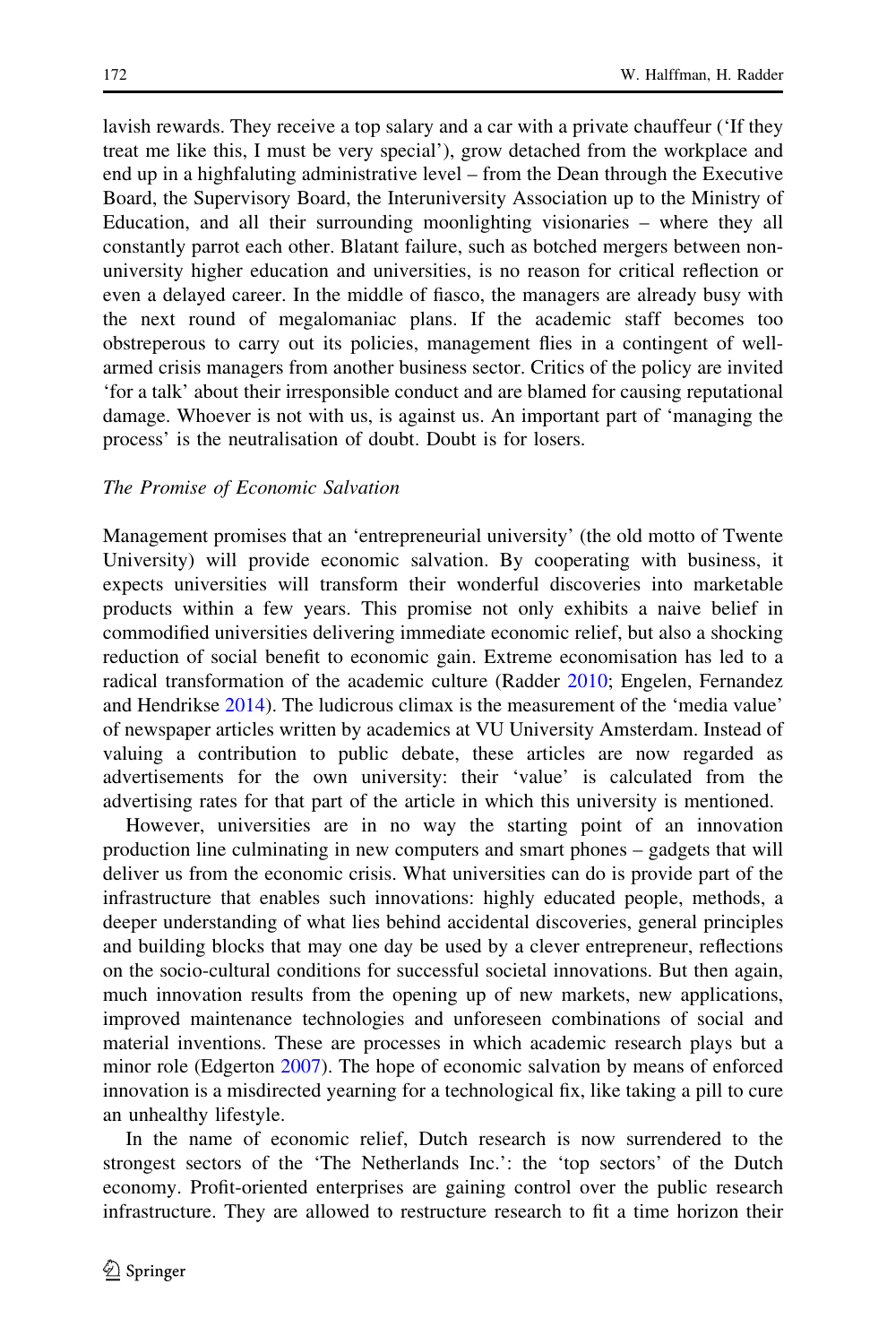lavish rewards. They receive a top salary and a car with a private chauffeur ('If they treat me like this, I must be very special'), grow detached from the workplace and end up in a highfaluting administrative level – from the Dean through the Executive Board, the Supervisory Board, the Interuniversity Association up to the Ministry of Education, and all their surrounding moonlighting visionaries – where they all constantly parrot each other. Blatant failure, such as botched mergers between non-university higher education and universities, is no reason for critical reflection or even a delayed career. In the middle of fiasco, the managers are already busy with the next round of megalomaniac plans. If the academic staff becomes too obstreperous to carry out its policies, management flies in a contingent of well-armed crisis managers from another business sector. Critics of the policy are invited 'for a talk' about their irresponsible conduct and are blamed for causing reputational damage. Whoever is not with us, is against us. An important part of 'managing the process' is the neutralisation of doubt. Doubt is for losers.

*The Promise of Economic Salvation*

Management promises that an 'entrepreneurial university' (the old motto of Twente University) will provide economic salvation. By cooperating with business, it expects universities will transform their wonderful discoveries into marketable products within a few years. This promise not only exhibits a naive belief in commodified universities delivering immediate economic relief, but also a shocking reduction of social benefit to economic gain. Extreme economisation has led to a radical transformation of the academic culture (Radder 2010; Engelen, Fernandez and Hendrikse 2014). The ludicrous climax is the measurement of the 'media value' of newspaper articles written by academics at VU University Amsterdam. Instead of valuing a contribution to public debate, these articles are now regarded as advertisements for the own university: their 'value' is calculated from the advertising rates for that part of the article in which this university is mentioned.

However, universities are in no way the starting point of an innovation production line culminating in new computers and smart phones – gadgets that will deliver us from the economic crisis. What universities can do is provide part of the infrastructure that enables such innovations: highly educated people, methods, a deeper understanding of what lies behind accidental discoveries, general principles and building blocks that may one day be used by a clever entrepreneur, reflections on the socio-cultural conditions for successful societal innovations. But then again, much innovation results from the opening up of new markets, new applications, improved maintenance technologies and unforeseen combinations of social and material inventions. These are processes in which academic research plays but a minor role (Edgerton 2007). The hope of economic salvation by means of enforced innovation is a misdirected yearning for a technological fix, like taking a pill to cure an unhealthy lifestyle.

In the name of economic relief, Dutch research is now surrendered to the strongest sectors of the 'The Netherlands Inc.': the 'top sectors' of the Dutch economy. Profit-oriented enterprises are gaining control over the public research infrastructure. They are allowed to restructure research to fit a time horizon their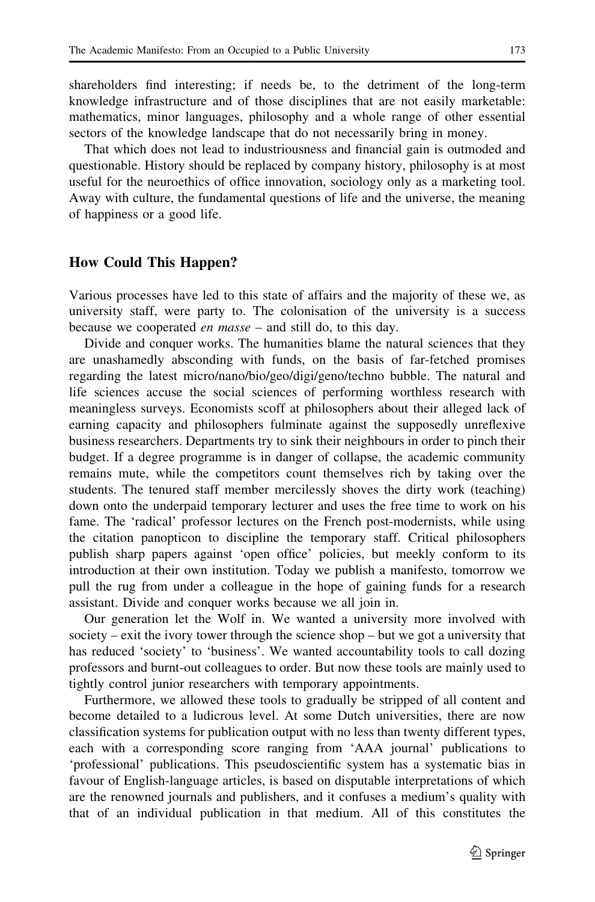shareholders find interesting; if needs be, to the detriment of the long-term knowledge infrastructure and of those disciplines that are not easily marketable: mathematics, minor languages, philosophy and a whole range of other essential sectors of the knowledge landscape that do not necessarily bring in money.

That which does not lead to industriousness and financial gain is outmoded and questionable. History should be replaced by company history, philosophy is at most useful for the neuroethics of office innovation, sociology only as a marketing tool. Away with culture, the fundamental questions of life and the universe, the meaning of happiness or a good life.

## How Could This Happen?

Various processes have led to this state of affairs and the majority of these we, as university staff, were party to. The colonisation of the university is a success because we cooperated *en masse* – and still do, to this day.

Divide and conquer works. The humanities blame the natural sciences that they are unashamedly absconding with funds, on the basis of far-fetched promises regarding the latest micro/nano/bio/geo/digi/geno/techno bubble. The natural and life sciences accuse the social sciences of performing worthless research with meaningless surveys. Economists scoff at philosophers about their alleged lack of earning capacity and philosophers fulminate against the supposedly unreflexive business researchers. Departments try to sink their neighbours in order to pinch their budget. If a degree programme is in danger of collapse, the academic community remains mute, while the competitors count themselves rich by taking over the students. The tenured staff member mercilessly shoves the dirty work (teaching) down onto the underpaid temporary lecturer and uses the free time to work on his fame. The 'radical' professor lectures on the French post-modernists, while using the citation panopticon to discipline the temporary staff. Critical philosophers publish sharp papers against 'open office' policies, but meekly conform to its introduction at their own institution. Today we publish a manifesto, tomorrow we pull the rug from under a colleague in the hope of gaining funds for a research assistant. Divide and conquer works because we all join in.

Our generation let the Wolf in. We wanted a university more involved with society – exit the ivory tower through the science shop – but we got a university that has reduced 'society' to 'business'. We wanted accountability tools to call dozing professors and burnt-out colleagues to order. But now these tools are mainly used to tightly control junior researchers with temporary appointments.

Furthermore, we allowed these tools to gradually be stripped of all content and become detailed to a ludicrous level. At some Dutch universities, there are now classification systems for publication output with no less than twenty different types, each with a corresponding score ranging from 'AAA journal' publications to 'professional' publications. This pseudoscientific system has a systematic bias in favour of English-language articles, is based on disputable interpretations of which are the renowned journals and publishers, and it confuses a medium's quality with that of an individual publication in that medium. All of this constitutes the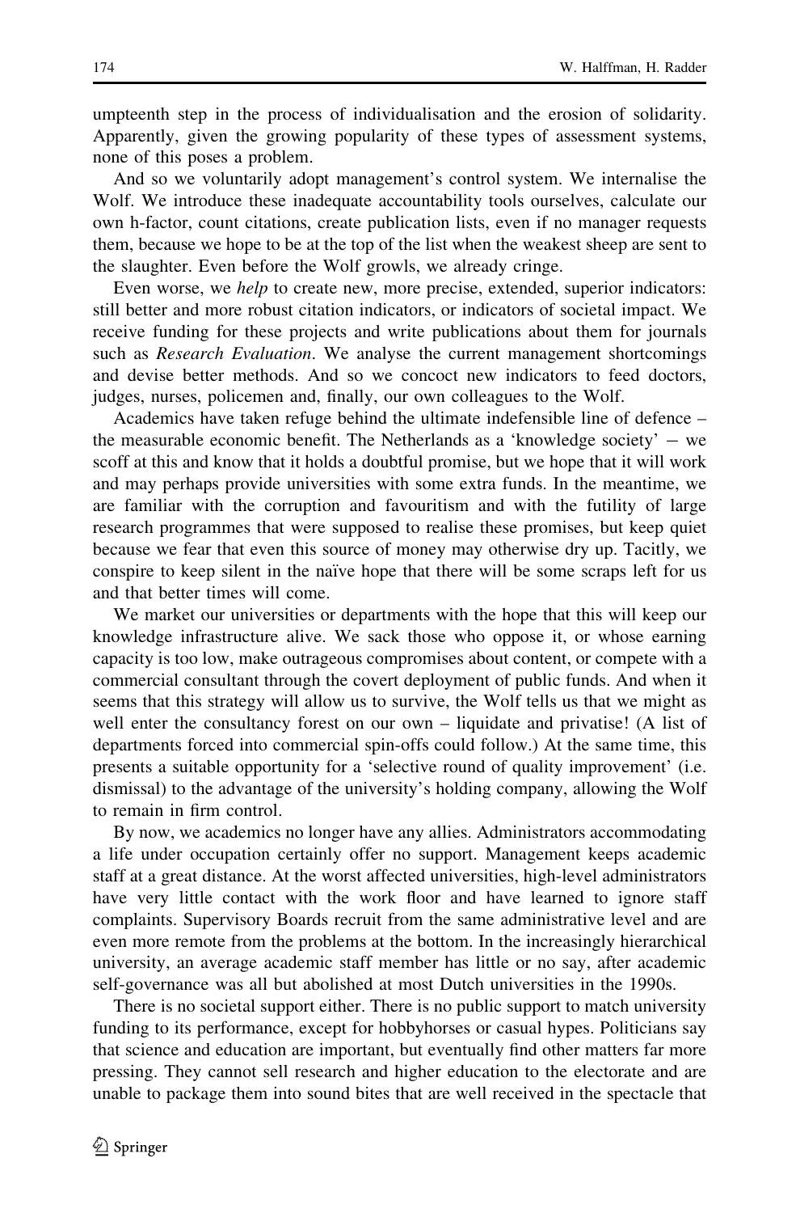umpteenth step in the process of individualisation and the erosion of solidarity. Apparently, given the growing popularity of these types of assessment systems, none of this poses a problem.

And so we voluntarily adopt management's control system. We internalise the Wolf. We introduce these inadequate accountability tools ourselves, calculate our own h-factor, count citations, create publication lists, even if no manager requests them, because we hope to be at the top of the list when the weakest sheep are sent to the slaughter. Even before the Wolf growls, we already cringe.

Even worse, we *help* to create new, more precise, extended, superior indicators: still better and more robust citation indicators, or indicators of societal impact. We receive funding for these projects and write publications about them for journals such as *Research Evaluation*. We analyse the current management shortcomings and devise better methods. And so we concoct new indicators to feed doctors, judges, nurses, policemen and, finally, our own colleagues to the Wolf.

Academics have taken refuge behind the ultimate indefensible line of defence – the measurable economic benefit. The Netherlands as a 'knowledge society' – we scoff at this and know that it holds a doubtful promise, but we hope that it will work and may perhaps provide universities with some extra funds. In the meantime, we are familiar with the corruption and favouritism and with the futility of large research programmes that were supposed to realise these promises, but keep quiet because we fear that even this source of money may otherwise dry up. Tacitly, we conspire to keep silent in the naïve hope that there will be some scraps left for us and that better times will come.

We market our universities or departments with the hope that this will keep our knowledge infrastructure alive. We sack those who oppose it, or whose earning capacity is too low, make outrageous compromises about content, or compete with a commercial consultant through the covert deployment of public funds. And when it seems that this strategy will allow us to survive, the Wolf tells us that we might as well enter the consultancy forest on our own – liquidate and privatise! (A list of departments forced into commercial spin-offs could follow.) At the same time, this presents a suitable opportunity for a 'selective round of quality improvement' (i.e. dismissal) to the advantage of the university's holding company, allowing the Wolf to remain in firm control.

By now, we academics no longer have any allies. Administrators accommodating a life under occupation certainly offer no support. Management keeps academic staff at a great distance. At the worst affected universities, high-level administrators have very little contact with the work floor and have learned to ignore staff complaints. Supervisory Boards recruit from the same administrative level and are even more remote from the problems at the bottom. In the increasingly hierarchical university, an average academic staff member has little or no say, after academic self-governance was all but abolished at most Dutch universities in the 1990s.

There is no societal support either. There is no public support to match university funding to its performance, except for hobbyhorses or casual hypes. Politicians say that science and education are important, but eventually find other matters far more pressing. They cannot sell research and higher education to the electorate and are unable to package them into sound bites that are well received in the spectacle that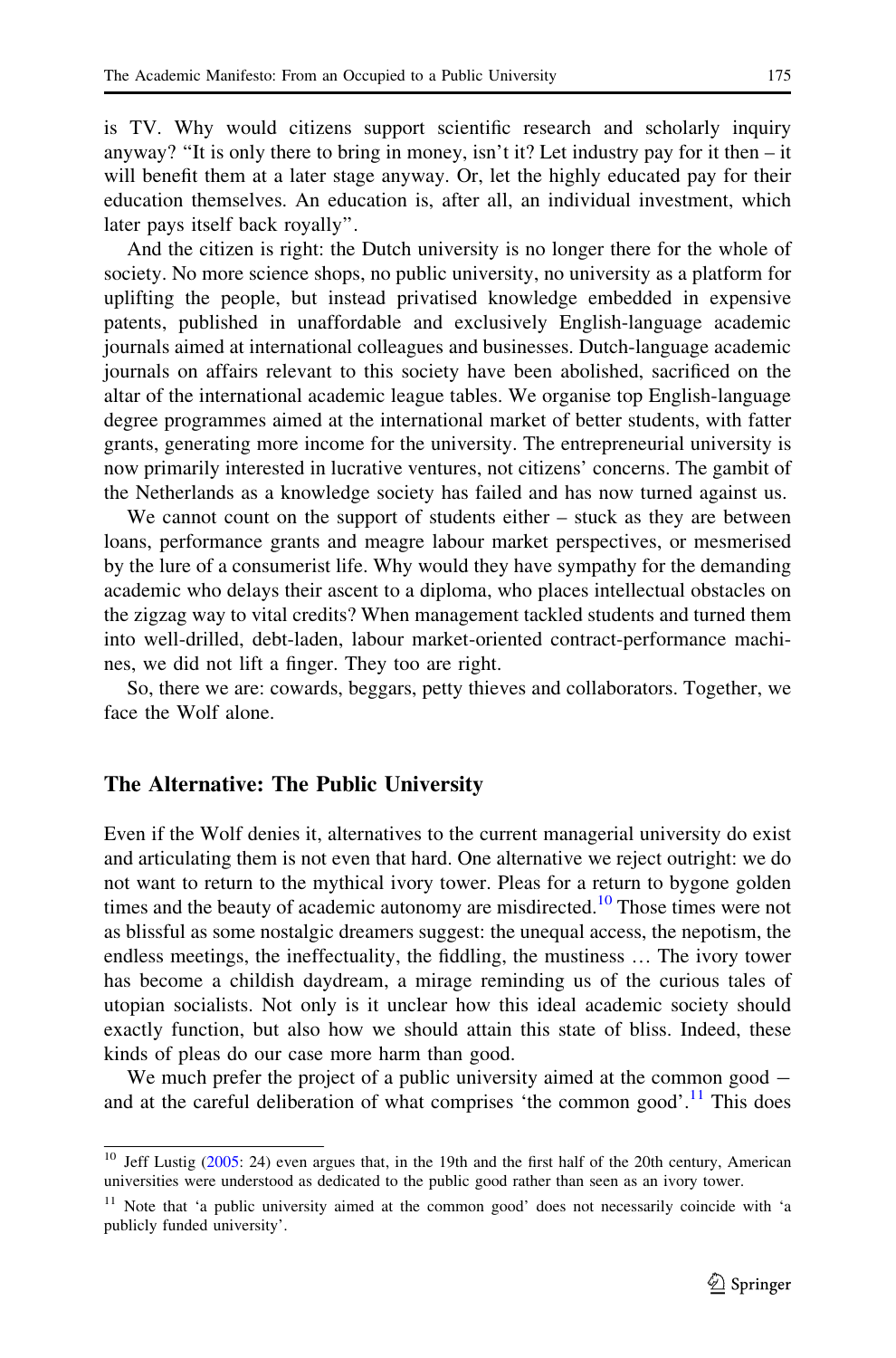is TV. Why would citizens support scientific research and scholarly inquiry anyway? "It is only there to bring in money, isn't it? Let industry pay for it then – it will benefit them at a later stage anyway. Or, let the highly educated pay for their education themselves. An education is, after all, an individual investment, which later pays itself back royally".

And the citizen is right: the Dutch university is no longer there for the whole of society. No more science shops, no public university, no university as a platform for uplifting the people, but instead privatised knowledge embedded in expensive patents, published in unaffordable and exclusively English-language academic journals aimed at international colleagues and businesses. Dutch-language academic journals on affairs relevant to this society have been abolished, sacrificed on the altar of the international academic league tables. We organise top English-language degree programmes aimed at the international market of better students, with fatter grants, generating more income for the university. The entrepreneurial university is now primarily interested in lucrative ventures, not citizens' concerns. The gambit of the Netherlands as a knowledge society has failed and has now turned against us.

We cannot count on the support of students either – stuck as they are between loans, performance grants and meagre labour market perspectives, or mesmerised by the lure of a consumerist life. Why would they have sympathy for the demanding academic who delays their ascent to a diploma, who places intellectual obstacles on the zigzag way to vital credits? When management tackled students and turned them into well-drilled, debt-laden, labour market-oriented contract-performance machines, we did not lift a finger. They too are right.

So, there we are: cowards, beggars, petty thieves and collaborators. Together, we face the Wolf alone.

## The Alternative: The Public University

Even if the Wolf denies it, alternatives to the current managerial university do exist and articulating them is not even that hard. One alternative we reject outright: we do not want to return to the mythical ivory tower. Pleas for a return to bygone golden times and the beauty of academic autonomy are misdirected.[10] Those times were not as blissful as some nostalgic dreamers suggest: the unequal access, the nepotism, the endless meetings, the ineffectuality, the fiddling, the mustiness … The ivory tower has become a childish daydream, a mirage reminding us of the curious tales of utopian socialists. Not only is it unclear how this ideal academic society should exactly function, but also how we should attain this state of bliss. Indeed, these kinds of pleas do our case more harm than good.

We much prefer the project of a public university aimed at the common good – and at the careful deliberation of what comprises 'the common good'.[11] This does

[10] Jeff Lustig (2005: 24) even argues that, in the 19th and the first half of the 20th century, American universities were understood as dedicated to the public good rather than seen as an ivory tower.

[11] Note that 'a public university aimed at the common good' does not necessarily coincide with 'a publicly funded university'.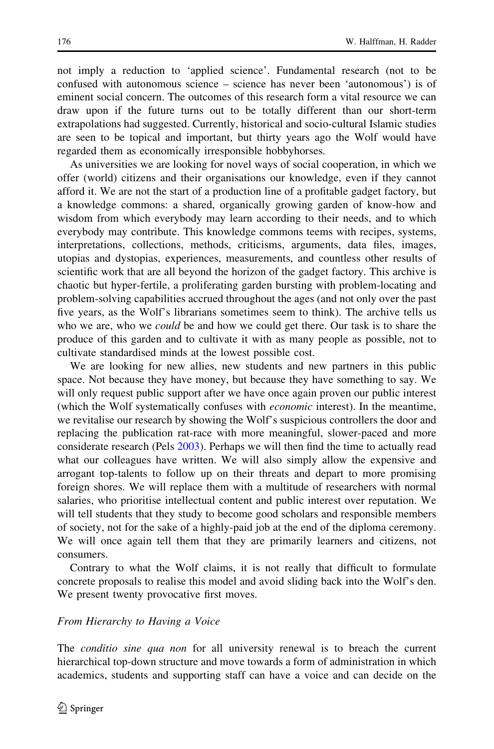not imply a reduction to 'applied science'. Fundamental research (not to be confused with autonomous science – science has never been 'autonomous') is of eminent social concern. The outcomes of this research form a vital resource we can draw upon if the future turns out to be totally different than our short-term extrapolations had suggested. Currently, historical and socio-cultural Islamic studies are seen to be topical and important, but thirty years ago the Wolf would have regarded them as economically irresponsible hobbyhorses.

As universities we are looking for novel ways of social cooperation, in which we offer (world) citizens and their organisations our knowledge, even if they cannot afford it. We are not the start of a production line of a profitable gadget factory, but a knowledge commons: a shared, organically growing garden of know-how and wisdom from which everybody may learn according to their needs, and to which everybody may contribute. This knowledge commons teems with recipes, systems, interpretations, collections, methods, criticisms, arguments, data files, images, utopias and dystopias, experiences, measurements, and countless other results of scientific work that are all beyond the horizon of the gadget factory. This archive is chaotic but hyper-fertile, a proliferating garden bursting with problem-locating and problem-solving capabilities accrued throughout the ages (and not only over the past five years, as the Wolf's librarians sometimes seem to think). The archive tells us who we are, who we *could* be and how we could get there. Our task is to share the produce of this garden and to cultivate it with as many people as possible, not to cultivate standardised minds at the lowest possible cost.

We are looking for new allies, new students and new partners in this public space. Not because they have money, but because they have something to say. We will only request public support after we have once again proven our public interest (which the Wolf systematically confuses with *economic* interest). In the meantime, we revitalise our research by showing the Wolf's suspicious controllers the door and replacing the publication rat-race with more meaningful, slower-paced and more considerate research (Pels 2003). Perhaps we will then find the time to actually read what our colleagues have written. We will also simply allow the expensive and arrogant top-talents to follow up on their threats and depart to more promising foreign shores. We will replace them with a multitude of researchers with normal salaries, who prioritise intellectual content and public interest over reputation. We will tell students that they study to become good scholars and responsible members of society, not for the sake of a highly-paid job at the end of the diploma ceremony. We will once again tell them that they are primarily learners and citizens, not consumers.

Contrary to what the Wolf claims, it is not really that difficult to formulate concrete proposals to realise this model and avoid sliding back into the Wolf's den. We present twenty provocative first moves.

### *From Hierarchy to Having a Voice*

The *conditio sine qua non* for all university renewal is to breach the current hierarchical top-down structure and move towards a form of administration in which academics, students and supporting staff can have a voice and can decide on the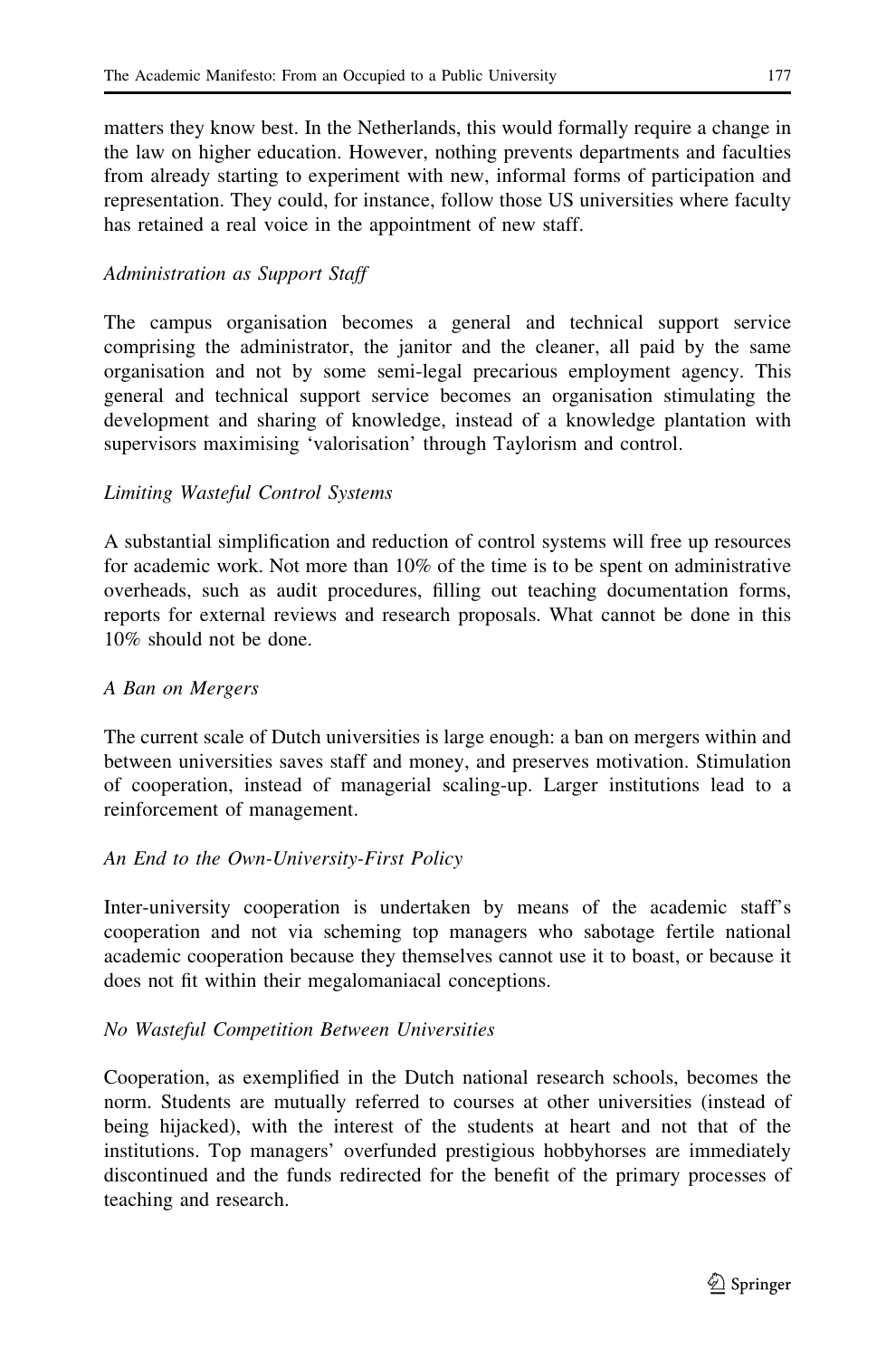matters they know best. In the Netherlands, this would formally require a change in the law on higher education. However, nothing prevents departments and faculties from already starting to experiment with new, informal forms of participation and representation. They could, for instance, follow those US universities where faculty has retained a real voice in the appointment of new staff.

### *Administration as Support Staff*

The campus organisation becomes a general and technical support service comprising the administrator, the janitor and the cleaner, all paid by the same organisation and not by some semi-legal precarious employment agency. This general and technical support service becomes an organisation stimulating the development and sharing of knowledge, instead of a knowledge plantation with supervisors maximising 'valorisation' through Taylorism and control.

### *Limiting Wasteful Control Systems*

A substantial simplification and reduction of control systems will free up resources for academic work. Not more than 10% of the time is to be spent on administrative overheads, such as audit procedures, filling out teaching documentation forms, reports for external reviews and research proposals. What cannot be done in this 10% should not be done.

### *A Ban on Mergers*

The current scale of Dutch universities is large enough: a ban on mergers within and between universities saves staff and money, and preserves motivation. Stimulation of cooperation, instead of managerial scaling-up. Larger institutions lead to a reinforcement of management.

### *An End to the Own-University-First Policy*

Inter-university cooperation is undertaken by means of the academic staff's cooperation and not via scheming top managers who sabotage fertile national academic cooperation because they themselves cannot use it to boast, or because it does not fit within their megalomaniacal conceptions.

### *No Wasteful Competition Between Universities*

Cooperation, as exemplified in the Dutch national research schools, becomes the norm. Students are mutually referred to courses at other universities (instead of being hijacked), with the interest of the students at heart and not that of the institutions. Top managers' overfunded prestigious hobbyhorses are immediately discontinued and the funds redirected for the benefit of the primary processes of teaching and research.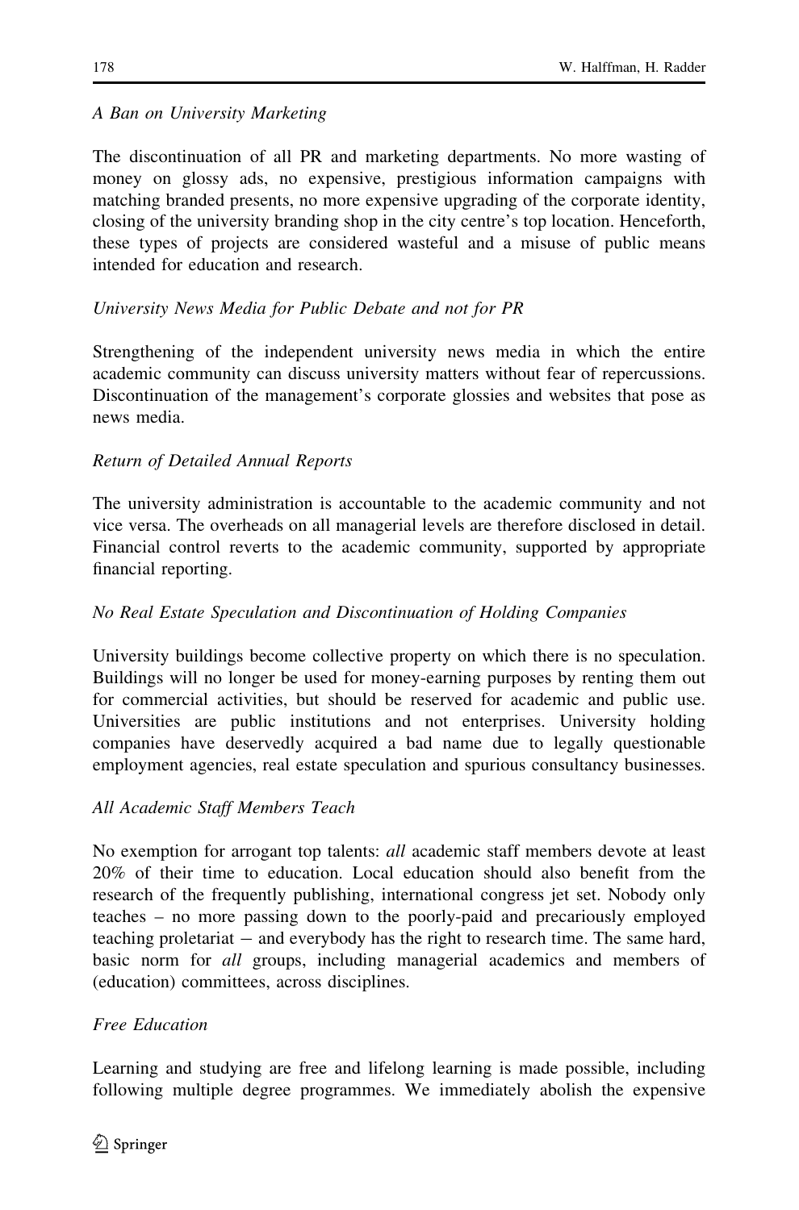*A Ban on University Marketing*

The discontinuation of all PR and marketing departments. No more wasting of money on glossy ads, no expensive, prestigious information campaigns with matching branded presents, no more expensive upgrading of the corporate identity, closing of the university branding shop in the city centre's top location. Henceforth, these types of projects are considered wasteful and a misuse of public means intended for education and research.

*University News Media for Public Debate and not for PR*

Strengthening of the independent university news media in which the entire academic community can discuss university matters without fear of repercussions. Discontinuation of the management's corporate glossies and websites that pose as news media.

*Return of Detailed Annual Reports*

The university administration is accountable to the academic community and not vice versa. The overheads on all managerial levels are therefore disclosed in detail. Financial control reverts to the academic community, supported by appropriate financial reporting.

*No Real Estate Speculation and Discontinuation of Holding Companies*

University buildings become collective property on which there is no speculation. Buildings will no longer be used for money-earning purposes by renting them out for commercial activities, but should be reserved for academic and public use. Universities are public institutions and not enterprises. University holding companies have deservedly acquired a bad name due to legally questionable employment agencies, real estate speculation and spurious consultancy businesses.

*All Academic Staff Members Teach*

No exemption for arrogant top talents: *all* academic staff members devote at least 20% of their time to education. Local education should also benefit from the research of the frequently publishing, international congress jet set. Nobody only teaches – no more passing down to the poorly-paid and precariously employed teaching proletariat – and everybody has the right to research time. The same hard, basic norm for *all* groups, including managerial academics and members of (education) committees, across disciplines.

*Free Education*

Learning and studying are free and lifelong learning is made possible, including following multiple degree programmes. We immediately abolish the expensive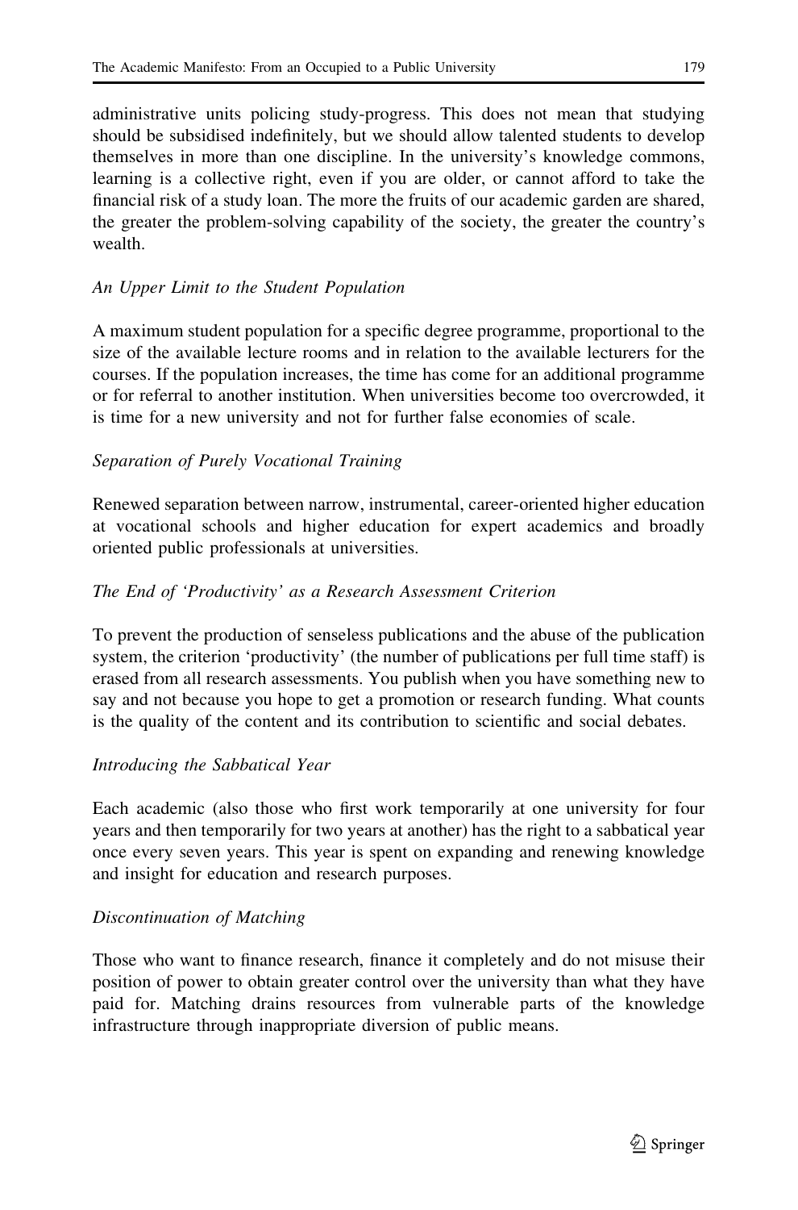administrative units policing study-progress. This does not mean that studying should be subsidised indefinitely, but we should allow talented students to develop themselves in more than one discipline. In the university's knowledge commons, learning is a collective right, even if you are older, or cannot afford to take the financial risk of a study loan. The more the fruits of our academic garden are shared, the greater the problem-solving capability of the society, the greater the country's wealth.

*An Upper Limit to the Student Population*

A maximum student population for a specific degree programme, proportional to the size of the available lecture rooms and in relation to the available lecturers for the courses. If the population increases, the time has come for an additional programme or for referral to another institution. When universities become too overcrowded, it is time for a new university and not for further false economies of scale.

*Separation of Purely Vocational Training*

Renewed separation between narrow, instrumental, career-oriented higher education at vocational schools and higher education for expert academics and broadly oriented public professionals at universities.

*The End of 'Productivity' as a Research Assessment Criterion*

To prevent the production of senseless publications and the abuse of the publication system, the criterion 'productivity' (the number of publications per full time staff) is erased from all research assessments. You publish when you have something new to say and not because you hope to get a promotion or research funding. What counts is the quality of the content and its contribution to scientific and social debates.

*Introducing the Sabbatical Year*

Each academic (also those who first work temporarily at one university for four years and then temporarily for two years at another) has the right to a sabbatical year once every seven years. This year is spent on expanding and renewing knowledge and insight for education and research purposes.

*Discontinuation of Matching*

Those who want to finance research, finance it completely and do not misuse their position of power to obtain greater control over the university than what they have paid for. Matching drains resources from vulnerable parts of the knowledge infrastructure through inappropriate diversion of public means.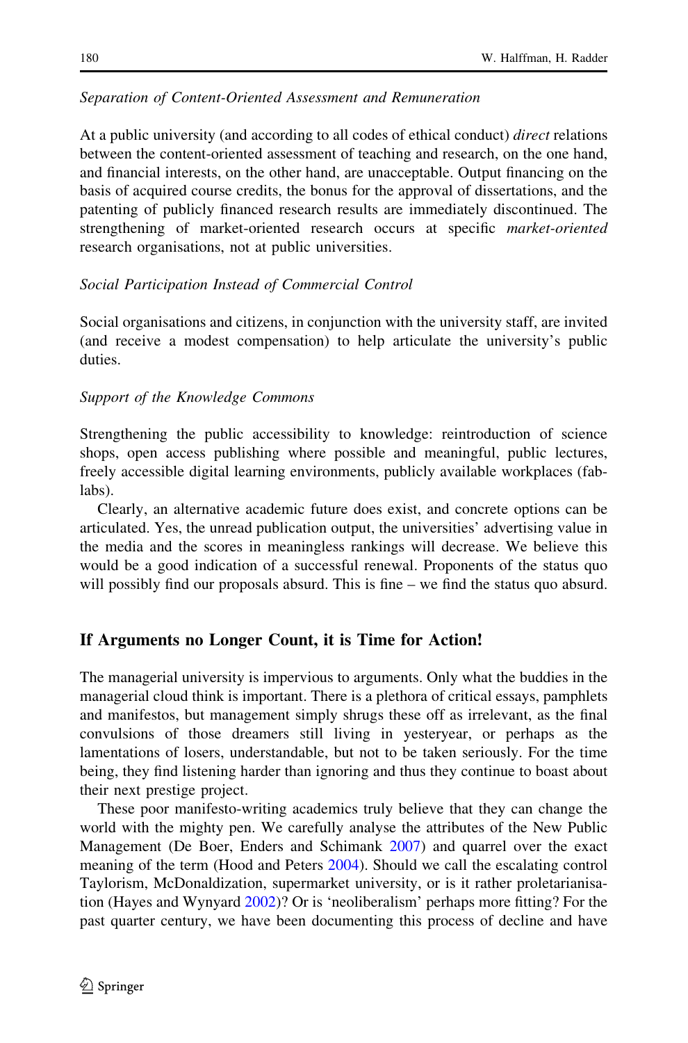*Separation of Content-Oriented Assessment and Remuneration*

At a public university (and according to all codes of ethical conduct) *direct* relations between the content-oriented assessment of teaching and research, on the one hand, and financial interests, on the other hand, are unacceptable. Output financing on the basis of acquired course credits, the bonus for the approval of dissertations, and the patenting of publicly financed research results are immediately discontinued. The strengthening of market-oriented research occurs at specific *market-oriented* research organisations, not at public universities.

*Social Participation Instead of Commercial Control*

Social organisations and citizens, in conjunction with the university staff, are invited (and receive a modest compensation) to help articulate the university's public duties.

*Support of the Knowledge Commons*

Strengthening the public accessibility to knowledge: reintroduction of science shops, open access publishing where possible and meaningful, public lectures, freely accessible digital learning environments, publicly available workplaces (fab-labs).

Clearly, an alternative academic future does exist, and concrete options can be articulated. Yes, the unread publication output, the universities' advertising value in the media and the scores in meaningless rankings will decrease. We believe this would be a good indication of a successful renewal. Proponents of the status quo will possibly find our proposals absurd. This is fine – we find the status quo absurd.

## If Arguments no Longer Count, it is Time for Action!

The managerial university is impervious to arguments. Only what the buddies in the managerial cloud think is important. There is a plethora of critical essays, pamphlets and manifestos, but management simply shrugs these off as irrelevant, as the final convulsions of those dreamers still living in yesteryear, or perhaps as the lamentations of losers, understandable, but not to be taken seriously. For the time being, they find listening harder than ignoring and thus they continue to boast about their next prestige project.

These poor manifesto-writing academics truly believe that they can change the world with the mighty pen. We carefully analyse the attributes of the New Public Management (De Boer, Enders and Schimank 2007) and quarrel over the exact meaning of the term (Hood and Peters 2004). Should we call the escalating control Taylorism, McDonaldization, supermarket university, or is it rather proletarianisation (Hayes and Wynyard 2002)? Or is 'neoliberalism' perhaps more fitting? For the past quarter century, we have been documenting this process of decline and have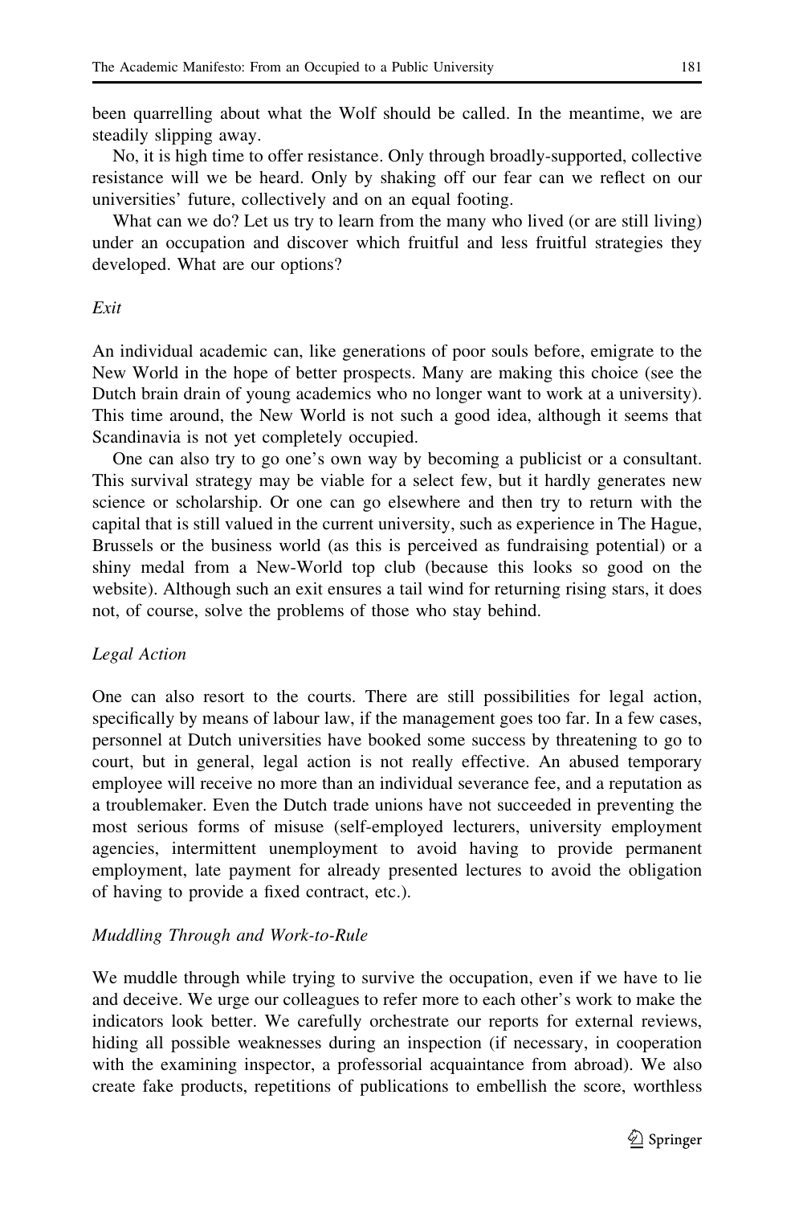been quarrelling about what the Wolf should be called. In the meantime, we are steadily slipping away.

No, it is high time to offer resistance. Only through broadly-supported, collective resistance will we be heard. Only by shaking off our fear can we reflect on our universities' future, collectively and on an equal footing.

What can we do? Let us try to learn from the many who lived (or are still living) under an occupation and discover which fruitful and less fruitful strategies they developed. What are our options?

### *Exit*

An individual academic can, like generations of poor souls before, emigrate to the New World in the hope of better prospects. Many are making this choice (see the Dutch brain drain of young academics who no longer want to work at a university). This time around, the New World is not such a good idea, although it seems that Scandinavia is not yet completely occupied.

One can also try to go one's own way by becoming a publicist or a consultant. This survival strategy may be viable for a select few, but it hardly generates new science or scholarship. Or one can go elsewhere and then try to return with the capital that is still valued in the current university, such as experience in The Hague, Brussels or the business world (as this is perceived as fundraising potential) or a shiny medal from a New-World top club (because this looks so good on the website). Although such an exit ensures a tail wind for returning rising stars, it does not, of course, solve the problems of those who stay behind.

### *Legal Action*

One can also resort to the courts. There are still possibilities for legal action, specifically by means of labour law, if the management goes too far. In a few cases, personnel at Dutch universities have booked some success by threatening to go to court, but in general, legal action is not really effective. An abused temporary employee will receive no more than an individual severance fee, and a reputation as a troublemaker. Even the Dutch trade unions have not succeeded in preventing the most serious forms of misuse (self-employed lecturers, university employment agencies, intermittent unemployment to avoid having to provide permanent employment, late payment for already presented lectures to avoid the obligation of having to provide a fixed contract, etc.).

### *Muddling Through and Work-to-Rule*

We muddle through while trying to survive the occupation, even if we have to lie and deceive. We urge our colleagues to refer more to each other's work to make the indicators look better. We carefully orchestrate our reports for external reviews, hiding all possible weaknesses during an inspection (if necessary, in cooperation with the examining inspector, a professorial acquaintance from abroad). We also create fake products, repetitions of publications to embellish the score, worthless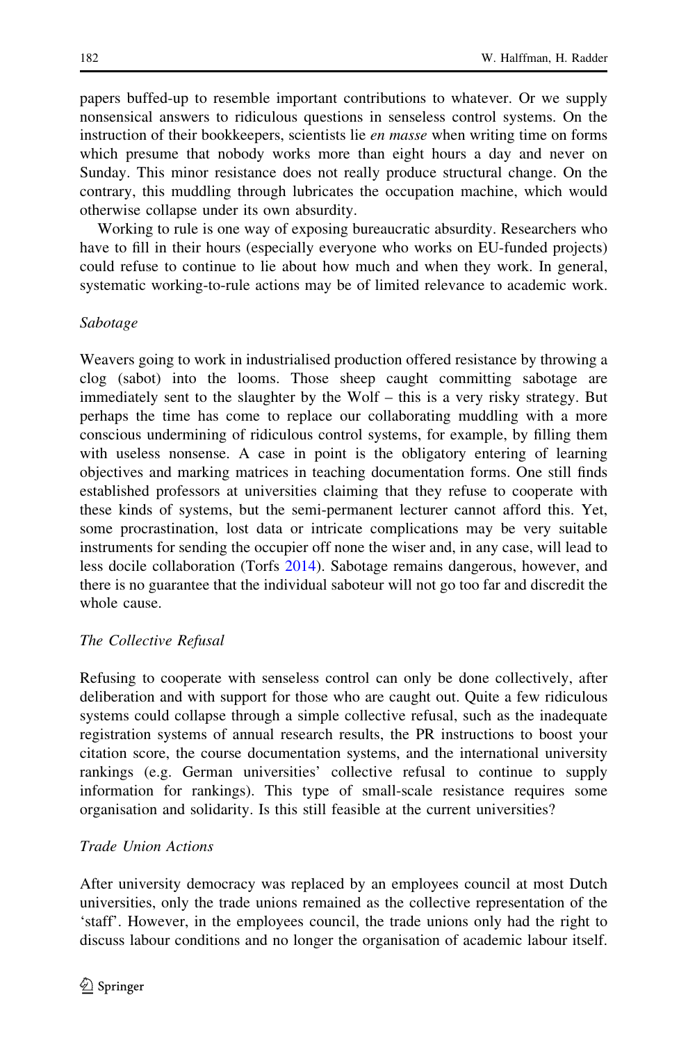papers buffed-up to resemble important contributions to whatever. Or we supply nonsensical answers to ridiculous questions in senseless control systems. On the instruction of their bookkeepers, scientists lie *en masse* when writing time on forms which presume that nobody works more than eight hours a day and never on Sunday. This minor resistance does not really produce structural change. On the contrary, this muddling through lubricates the occupation machine, which would otherwise collapse under its own absurdity.

Working to rule is one way of exposing bureaucratic absurdity. Researchers who have to fill in their hours (especially everyone who works on EU-funded projects) could refuse to continue to lie about how much and when they work. In general, systematic working-to-rule actions may be of limited relevance to academic work.

*Sabotage*

Weavers going to work in industrialised production offered resistance by throwing a clog (sabot) into the looms. Those sheep caught committing sabotage are immediately sent to the slaughter by the Wolf – this is a very risky strategy. But perhaps the time has come to replace our collaborating muddling with a more conscious undermining of ridiculous control systems, for example, by filling them with useless nonsense. A case in point is the obligatory entering of learning objectives and marking matrices in teaching documentation forms. One still finds established professors at universities claiming that they refuse to cooperate with these kinds of systems, but the semi-permanent lecturer cannot afford this. Yet, some procrastination, lost data or intricate complications may be very suitable instruments for sending the occupier off none the wiser and, in any case, will lead to less docile collaboration (Torfs 2014). Sabotage remains dangerous, however, and there is no guarantee that the individual saboteur will not go too far and discredit the whole cause.

*The Collective Refusal*

Refusing to cooperate with senseless control can only be done collectively, after deliberation and with support for those who are caught out. Quite a few ridiculous systems could collapse through a simple collective refusal, such as the inadequate registration systems of annual research results, the PR instructions to boost your citation score, the course documentation systems, and the international university rankings (e.g. German universities' collective refusal to continue to supply information for rankings). This type of small-scale resistance requires some organisation and solidarity. Is this still feasible at the current universities?

*Trade Union Actions*

After university democracy was replaced by an employees council at most Dutch universities, only the trade unions remained as the collective representation of the 'staff'. However, in the employees council, the trade unions only had the right to discuss labour conditions and no longer the organisation of academic labour itself.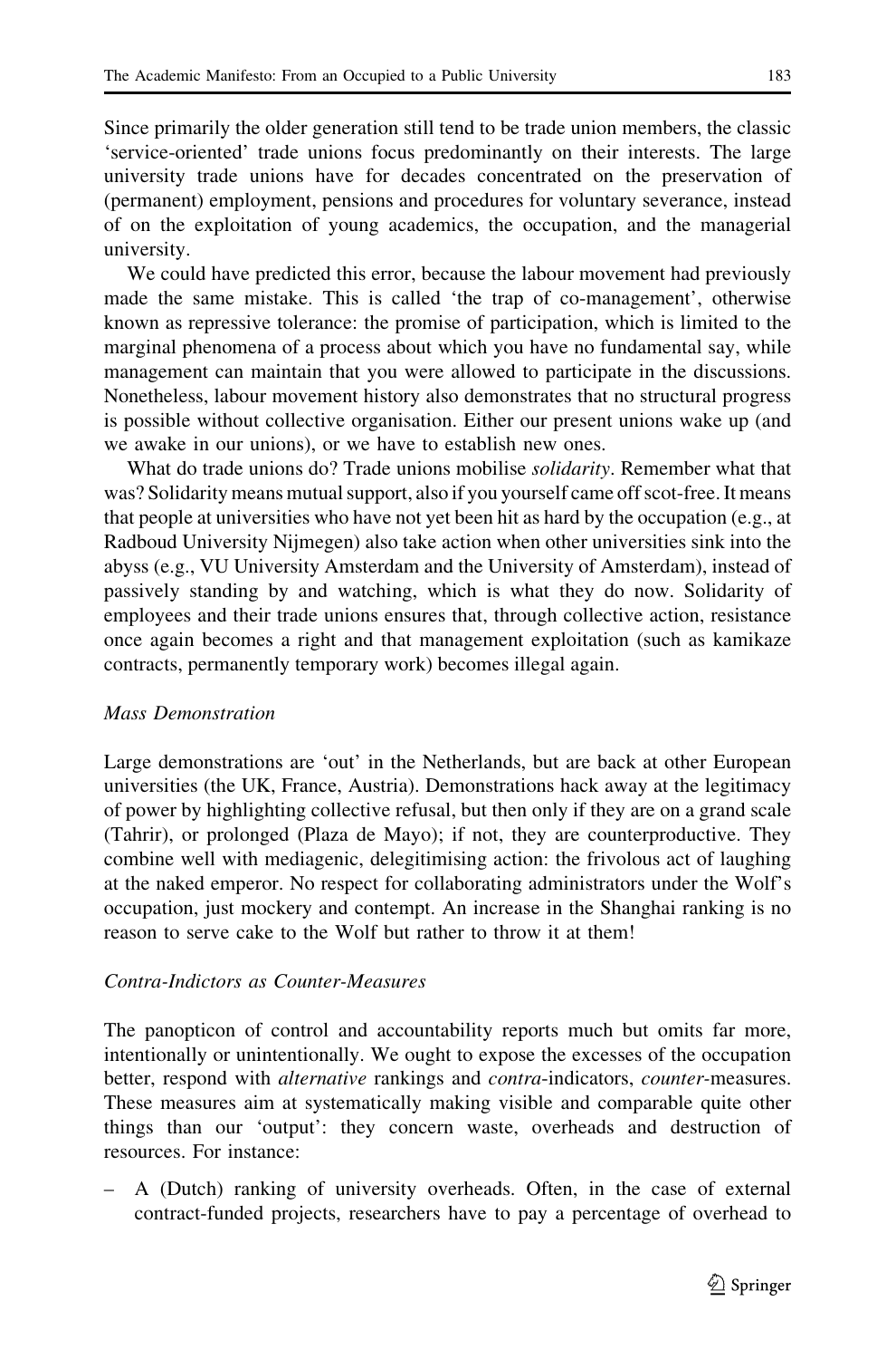Since primarily the older generation still tend to be trade union members, the classic 'service-oriented' trade unions focus predominantly on their interests. The large university trade unions have for decades concentrated on the preservation of (permanent) employment, pensions and procedures for voluntary severance, instead of on the exploitation of young academics, the occupation, and the managerial university.

We could have predicted this error, because the labour movement had previously made the same mistake. This is called 'the trap of co-management', otherwise known as repressive tolerance: the promise of participation, which is limited to the marginal phenomena of a process about which you have no fundamental say, while management can maintain that you were allowed to participate in the discussions. Nonetheless, labour movement history also demonstrates that no structural progress is possible without collective organisation. Either our present unions wake up (and we awake in our unions), or we have to establish new ones.

What do trade unions do? Trade unions mobilise *solidarity*. Remember what that was? Solidarity means mutual support, also if you yourself came off scot-free. It means that people at universities who have not yet been hit as hard by the occupation (e.g., at Radboud University Nijmegen) also take action when other universities sink into the abyss (e.g., VU University Amsterdam and the University of Amsterdam), instead of passively standing by and watching, which is what they do now. Solidarity of employees and their trade unions ensures that, through collective action, resistance once again becomes a right and that management exploitation (such as kamikaze contracts, permanently temporary work) becomes illegal again.

*Mass Demonstration*

Large demonstrations are 'out' in the Netherlands, but are back at other European universities (the UK, France, Austria). Demonstrations hack away at the legitimacy of power by highlighting collective refusal, but then only if they are on a grand scale (Tahrir), or prolonged (Plaza de Mayo); if not, they are counterproductive. They combine well with mediagenic, delegitimising action: the frivolous act of laughing at the naked emperor. No respect for collaborating administrators under the Wolf's occupation, just mockery and contempt. An increase in the Shanghai ranking is no reason to serve cake to the Wolf but rather to throw it at them!

*Contra-Indictors as Counter-Measures*

The panopticon of control and accountability reports much but omits far more, intentionally or unintentionally. We ought to expose the excesses of the occupation better, respond with *alternative* rankings and *contra*-indicators, *counter*-measures. These measures aim at systematically making visible and comparable quite other things than our 'output': they concern waste, overheads and destruction of resources. For instance:

– A (Dutch) ranking of university overheads. Often, in the case of external contract-funded projects, researchers have to pay a percentage of overhead to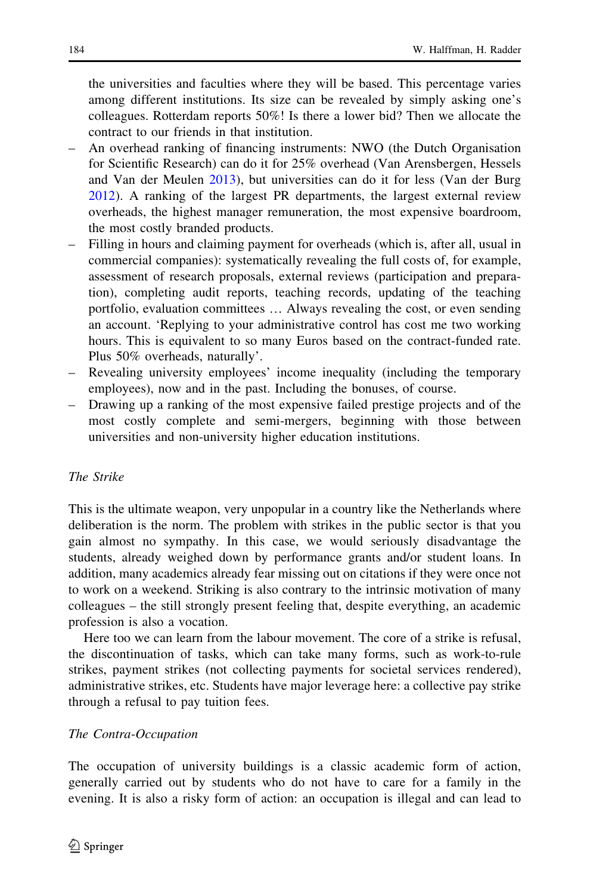the universities and faculties where they will be based. This percentage varies among different institutions. Its size can be revealed by simply asking one's colleagues. Rotterdam reports 50%! Is there a lower bid? Then we allocate the contract to our friends in that institution.

- An overhead ranking of financing instruments: NWO (the Dutch Organisation for Scientific Research) can do it for 25% overhead (Van Arensbergen, Hessels and Van der Meulen 2013), but universities can do it for less (Van der Burg 2012). A ranking of the largest PR departments, the largest external review overheads, the highest manager remuneration, the most expensive boardroom, the most costly branded products.
- Filling in hours and claiming payment for overheads (which is, after all, usual in commercial companies): systematically revealing the full costs of, for example, assessment of research proposals, external reviews (participation and preparation), completing audit reports, teaching records, updating of the teaching portfolio, evaluation committees … Always revealing the cost, or even sending an account. 'Replying to your administrative control has cost me two working hours. This is equivalent to so many Euros based on the contract-funded rate. Plus 50% overheads, naturally'.
- Revealing university employees' income inequality (including the temporary employees), now and in the past. Including the bonuses, of course.
- Drawing up a ranking of the most expensive failed prestige projects and of the most costly complete and semi-mergers, beginning with those between universities and non-university higher education institutions.

*The Strike*

This is the ultimate weapon, very unpopular in a country like the Netherlands where deliberation is the norm. The problem with strikes in the public sector is that you gain almost no sympathy. In this case, we would seriously disadvantage the students, already weighed down by performance grants and/or student loans. In addition, many academics already fear missing out on citations if they were once not to work on a weekend. Striking is also contrary to the intrinsic motivation of many colleagues – the still strongly present feeling that, despite everything, an academic profession is also a vocation.

Here too we can learn from the labour movement. The core of a strike is refusal, the discontinuation of tasks, which can take many forms, such as work-to-rule strikes, payment strikes (not collecting payments for societal services rendered), administrative strikes, etc. Students have major leverage here: a collective pay strike through a refusal to pay tuition fees.

*The Contra-Occupation*

The occupation of university buildings is a classic academic form of action, generally carried out by students who do not have to care for a family in the evening. It is also a risky form of action: an occupation is illegal and can lead to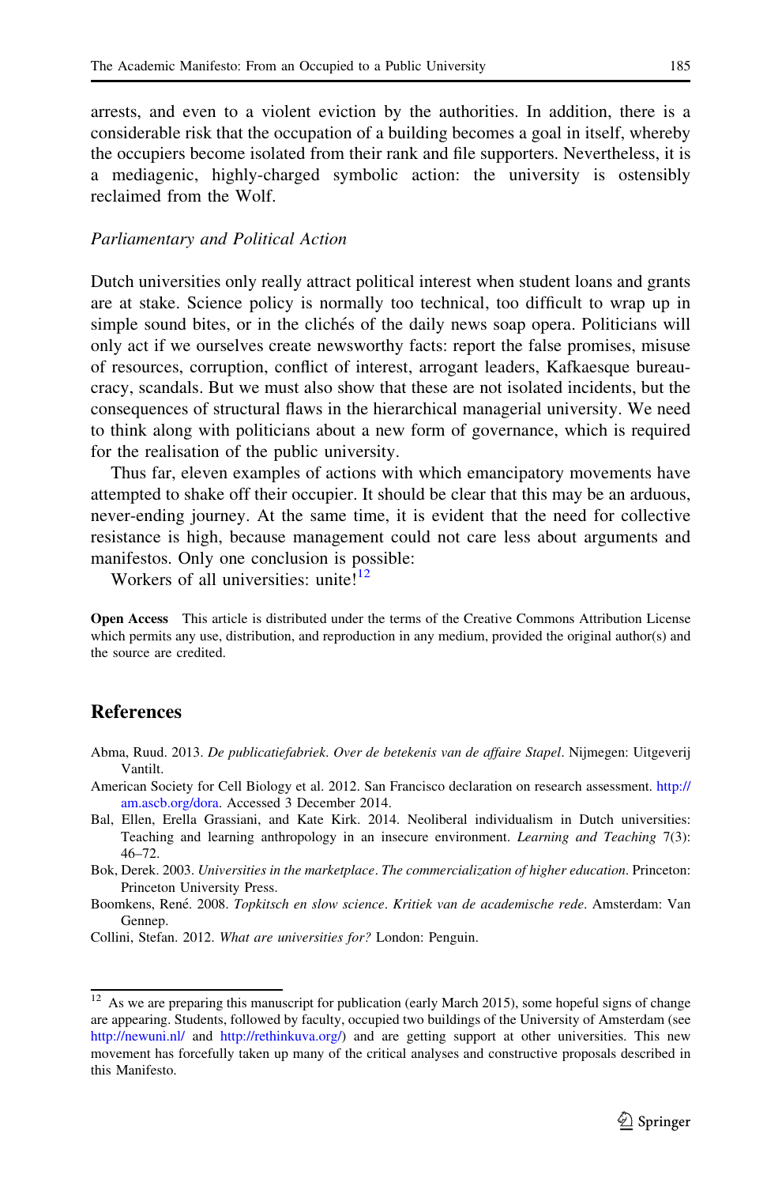arrests, and even to a violent eviction by the authorities. In addition, there is a considerable risk that the occupation of a building becomes a goal in itself, whereby the occupiers become isolated from their rank and file supporters. Nevertheless, it is a mediagenic, highly-charged symbolic action: the university is ostensibly reclaimed from the Wolf.

*Parliamentary and Political Action*

Dutch universities only really attract political interest when student loans and grants are at stake. Science policy is normally too technical, too difficult to wrap up in simple sound bites, or in the clichés of the daily news soap opera. Politicians will only act if we ourselves create newsworthy facts: report the false promises, misuse of resources, corruption, conflict of interest, arrogant leaders, Kafkaesque bureaucracy, scandals. But we must also show that these are not isolated incidents, but the consequences of structural flaws in the hierarchical managerial university. We need to think along with politicians about a new form of governance, which is required for the realisation of the public university.

Thus far, eleven examples of actions with which emancipatory movements have attempted to shake off their occupier. It should be clear that this may be an arduous, never-ending journey. At the same time, it is evident that the need for collective resistance is high, because management could not care less about arguments and manifestos. Only one conclusion is possible:

Workers of all universities: unite![12]

**Open Access** This article is distributed under the terms of the Creative Commons Attribution License which permits any use, distribution, and reproduction in any medium, provided the original author(s) and the source are credited.

## References

Abma, Ruud. 2013. *De publicatiefabriek. Over de betekenis van de affaire Stapel*. Nijmegen: Uitgeverij Vantilt.

American Society for Cell Biology et al. 2012. San Francisco declaration on research assessment. http://am.ascb.org/dora. Accessed 3 December 2014.

Bal, Ellen, Erella Grassiani, and Kate Kirk. 2014. Neoliberal individualism in Dutch universities: Teaching and learning anthropology in an insecure environment. *Learning and Teaching* 7(3): 46–72.

Bok, Derek. 2003. *Universities in the marketplace. The commercialization of higher education*. Princeton: Princeton University Press.

Boomkens, René. 2008. *Topkitsch en slow science. Kritiek van de academische rede*. Amsterdam: Van Gennep.

Collini, Stefan. 2012. *What are universities for?* London: Penguin.

---

[12] As we are preparing this manuscript for publication (early March 2015), some hopeful signs of change are appearing. Students, followed by faculty, occupied two buildings of the University of Amsterdam (see http://newuni.nl/ and http://rethinkuva.org/) and are getting support at other universities. This new movement has forcefully taken up many of the critical analyses and constructive proposals described in this Manifesto.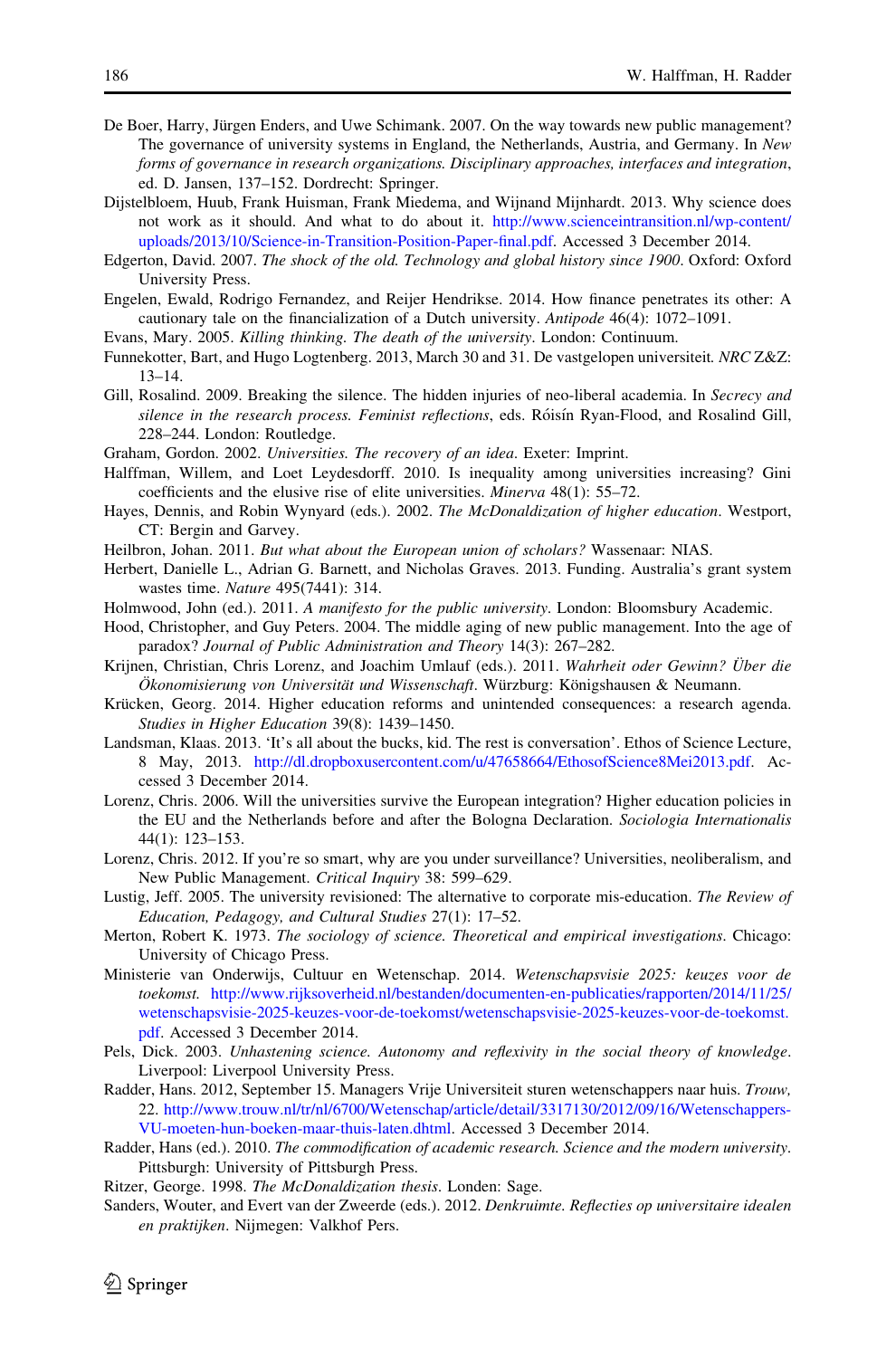De Boer, Harry, Jürgen Enders, and Uwe Schimank. 2007. On the way towards new public management? The governance of university systems in England, the Netherlands, Austria, and Germany. In *New forms of governance in research organizations. Disciplinary approaches, interfaces and integration*, ed. D. Jansen, 137–152. Dordrecht: Springer.

Dijstelbloem, Huub, Frank Huisman, Frank Miedema, and Wijnand Mijnhardt. 2013. Why science does not work as it should. And what to do about it. http://www.scienceintransition.nl/wp-content/uploads/2013/10/Science-in-Transition-Position-Paper-final.pdf. Accessed 3 December 2014.

Edgerton, David. 2007. *The shock of the old. Technology and global history since 1900*. Oxford: Oxford University Press.

Engelen, Ewald, Rodrigo Fernandez, and Reijer Hendrikse. 2014. How finance penetrates its other: A cautionary tale on the financialization of a Dutch university. *Antipode* 46(4): 1072–1091.

Evans, Mary. 2005. *Killing thinking. The death of the university*. London: Continuum.

Funnekotter, Bart, and Hugo Logtenberg. 2013, March 30 and 31. De vastgelopen universiteit. *NRC* Z&Z: 13–14.

Gill, Rosalind. 2009. Breaking the silence. The hidden injuries of neo-liberal academia. In *Secrecy and silence in the research process. Feminist reflections*, eds. Róisín Ryan-Flood, and Rosalind Gill, 228–244. London: Routledge.

Graham, Gordon. 2002. *Universities. The recovery of an idea*. Exeter: Imprint.

Halffman, Willem, and Loet Leydesdorff. 2010. Is inequality among universities increasing? Gini coefficients and the elusive rise of elite universities. *Minerva* 48(1): 55–72.

Hayes, Dennis, and Robin Wynyard (eds.). 2002. *The McDonaldization of higher education*. Westport, CT: Bergin and Garvey.

Heilbron, Johan. 2011. *But what about the European union of scholars?* Wassenaar: NIAS.

Herbert, Danielle L., Adrian G. Barnett, and Nicholas Graves. 2013. Funding. Australia's grant system wastes time. *Nature* 495(7441): 314.

Holmwood, John (ed.). 2011. *A manifesto for the public university*. London: Bloomsbury Academic.

Hood, Christopher, and Guy Peters. 2004. The middle aging of new public management. Into the age of paradox? *Journal of Public Administration and Theory* 14(3): 267–282.

Krijnen, Christian, Chris Lorenz, and Joachim Umlauf (eds.). 2011. *Wahrheit oder Gewinn? Über die Ökonomisierung von Universität und Wissenschaft*. Würzburg: Königshausen & Neumann.

Krücken, Georg. 2014. Higher education reforms and unintended consequences: a research agenda. *Studies in Higher Education* 39(8): 1439–1450.

Landsman, Klaas. 2013. 'It's all about the bucks, kid. The rest is conversation'. Ethos of Science Lecture, 8 May, 2013. http://dl.dropboxusercontent.com/u/47658664/EthosofScience8Mei2013.pdf. Accessed 3 December 2014.

Lorenz, Chris. 2006. Will the universities survive the European integration? Higher education policies in the EU and the Netherlands before and after the Bologna Declaration. *Sociologia Internationalis* 44(1): 123–153.

Lorenz, Chris. 2012. If you're so smart, why are you under surveillance? Universities, neoliberalism, and New Public Management. *Critical Inquiry* 38: 599–629.

Lustig, Jeff. 2005. The university revisioned: The alternative to corporate mis-education. *The Review of Education, Pedagogy, and Cultural Studies* 27(1): 17–52.

Merton, Robert K. 1973. *The sociology of science. Theoretical and empirical investigations*. Chicago: University of Chicago Press.

Ministerie van Onderwijs, Cultuur en Wetenschap. 2014. *Wetenschapsvisie 2025: keuzes voor de toekomst*. http://www.rijksoverheid.nl/bestanden/documenten-en-publicaties/rapporten/2014/11/25/wetenschapsvisie-2025-keuzes-voor-de-toekomst/wetenschapsvisie-2025-keuzes-voor-de-toekomst.pdf. Accessed 3 December 2014.

Pels, Dick. 2003. *Unhastening science. Autonomy and reflexivity in the social theory of knowledge*. Liverpool: Liverpool University Press.

Radder, Hans. 2012, September 15. Managers Vrije Universiteit sturen wetenschappers naar huis. *Trouw*, 22. http://www.trouw.nl/tr/nl/6700/Wetenschap/article/detail/3317130/2012/09/16/Wetenschappers-VU-moeten-hun-boeken-maar-thuis-laten.dhtml. Accessed 3 December 2014.

Radder, Hans (ed.). 2010. *The commodification of academic research. Science and the modern university*. Pittsburgh: University of Pittsburgh Press.

Ritzer, George. 1998. *The McDonaldization thesis*. Londen: Sage.

Sanders, Wouter, and Evert van der Zweerde (eds.). 2012. *Denkruimte. Reflecties op universitaire idealen en praktijken*. Nijmegen: Valkhof Pers.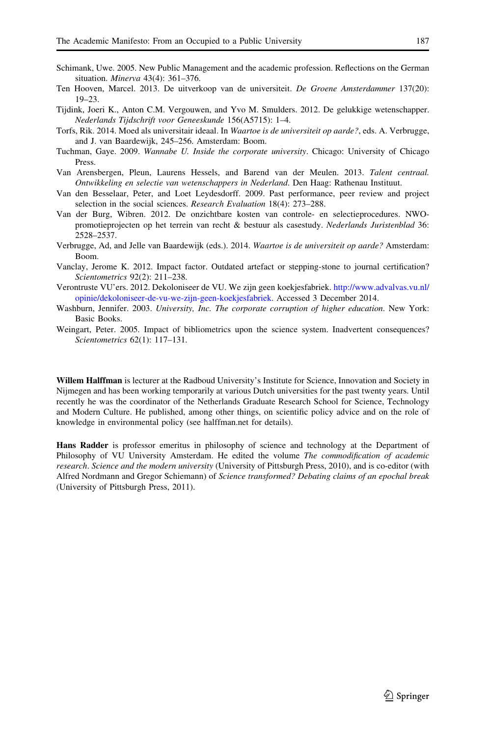Schimank, Uwe. 2005. New Public Management and the academic profession. Reflections on the German situation. *Minerva* 43(4): 361–376.

Ten Hooven, Marcel. 2013. De uitverkoop van de universiteit. *De Groene Amsterdammer* 137(20): 19–23.

Tijdink, Joeri K., Anton C.M. Vergouwen, and Yvo M. Smulders. 2012. De gelukkige wetenschapper. *Nederlands Tijdschrift voor Geneeskunde* 156(A5715): 1–4.

Torfs, Rik. 2014. Moed als universitair ideaal. In *Waartoe is de universiteit op aarde?*, eds. A. Verbrugge, and J. van Baardewijk, 245–256. Amsterdam: Boom.

Tuchman, Gaye. 2009. *Wannabe U. Inside the corporate university*. Chicago: University of Chicago Press.

Van Arensbergen, Pleun, Laurens Hessels, and Barend van der Meulen. 2013. *Talent centraal. Ontwikkeling en selectie van wetenschappers in Nederland*. Den Haag: Rathenau Instituut.

Van den Besselaar, Peter, and Loet Leydesdorff. 2009. Past performance, peer review and project selection in the social sciences. *Research Evaluation* 18(4): 273–288.

Van der Burg, Wibren. 2012. De onzichtbare kosten van controle- en selectieprocedures. NWO-promotieprojecten op het terrein van recht & bestuur als casestudy. *Nederlands Juristenblad* 36: 2528–2537.

Verbrugge, Ad, and Jelle van Baardewijk (eds.). 2014. *Waartoe is de universiteit op aarde?* Amsterdam: Boom.

Vanclay, Jerome K. 2012. Impact factor. Outdated artefact or stepping-stone to journal certification? *Scientometrics* 92(2): 211–238.

Verontruste VU'ers. 2012. Dekoloniseer de VU. We zijn geen koekjesfabriek. http://www.advalvas.vu.nl/opinie/dekoloniseer-de-vu-we-zijn-geen-koekjesfabriek. Accessed 3 December 2014.

Washburn, Jennifer. 2003. *University, Inc. The corporate corruption of higher education*. New York: Basic Books.

Weingart, Peter. 2005. Impact of bibliometrics upon the science system. Inadvertent consequences? *Scientometrics* 62(1): 117–131.

**Willem Halffman** is lecturer at the Radboud University's Institute for Science, Innovation and Society in Nijmegen and has been working temporarily at various Dutch universities for the past twenty years. Until recently he was the coordinator of the Netherlands Graduate Research School for Science, Technology and Modern Culture. He published, among other things, on scientific policy advice and on the role of knowledge in environmental policy (see halffman.net for details).

**Hans Radder** is professor emeritus in philosophy of science and technology at the Department of Philosophy of VU University Amsterdam. He edited the volume *The commodification of academic research. Science and the modern university* (University of Pittsburgh Press, 2010), and is co-editor (with Alfred Nordmann and Gregor Schiemann) of *Science transformed? Debating claims of an epochal break* (University of Pittsburgh Press, 2011).